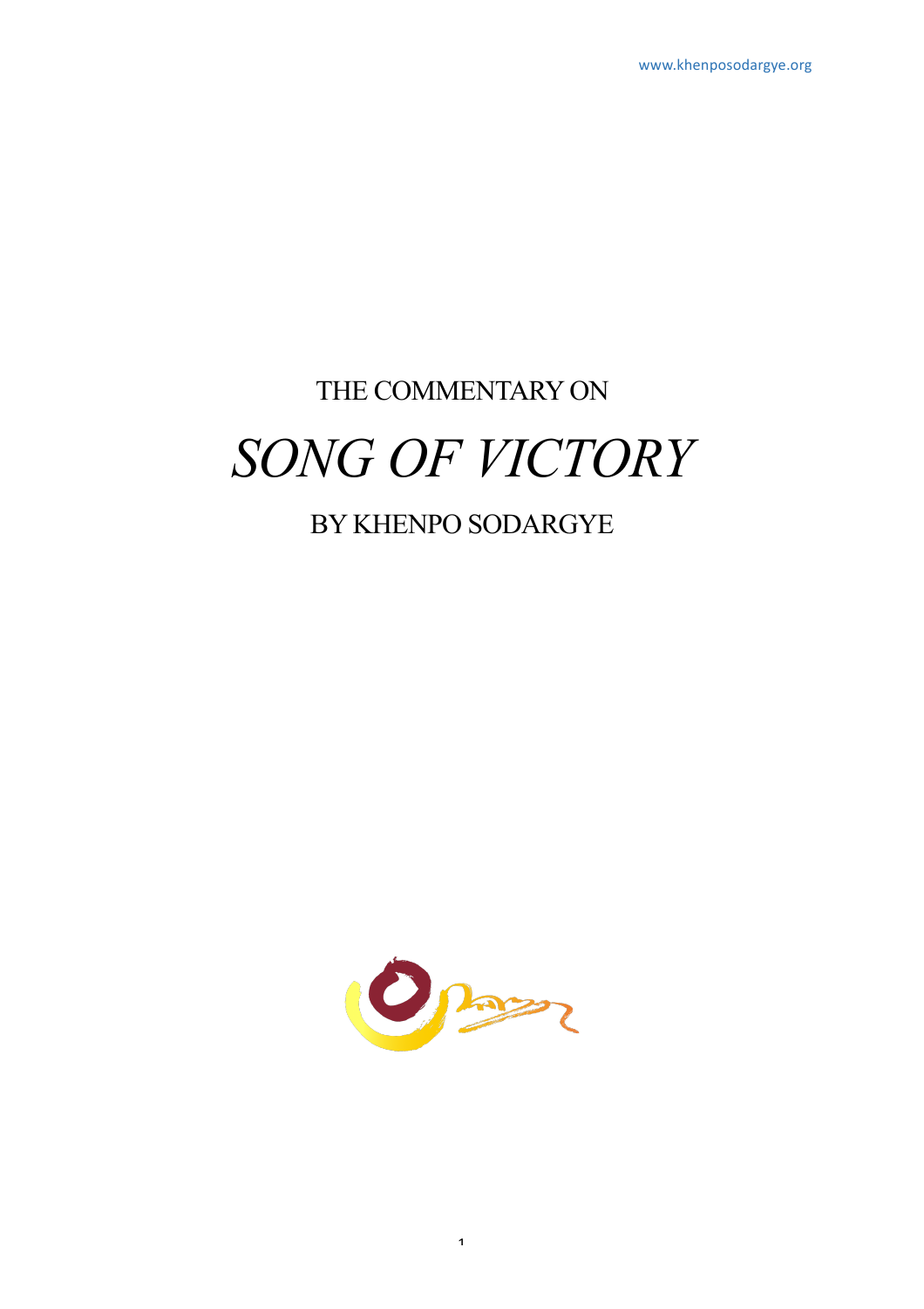THE COMMENTARY ON

# *SONG OF VICTORY*

BY KHENPO SODARGYE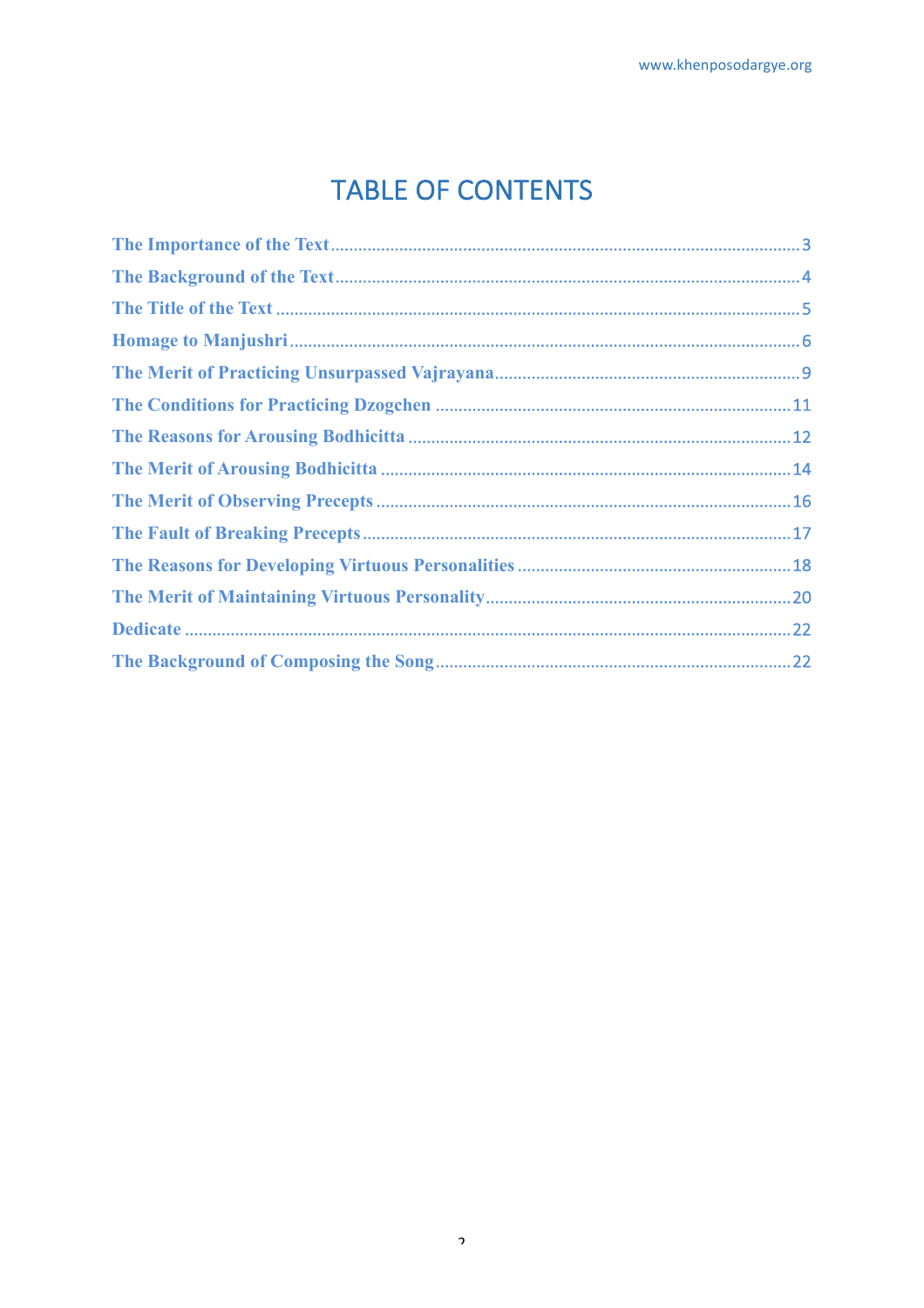# TABLE OF CONTENTS

- The Importance of the Text .......... 3
- The Background of the Text .......... 4
- The Title of the Text .......... 5
- Homage to Manjushri .......... 6
- The Merit of Practicing Unsurpassed Vajrayana .......... 9
- The Conditions for Practicing Dzogchen .......... 11
- The Reasons for Arousing Bodhicitta .......... 12
- The Merit of Arousing Bodhicitta .......... 14
- The Merit of Observing Precepts .......... 16
- The Fault of Breaking Precepts .......... 17
- The Reasons for Developing Virtuous Personalities .......... 18
- The Merit of Maintaining Virtuous Personality .......... 20
- Dedicate .......... 22
- The Background of Composing the Song .......... 22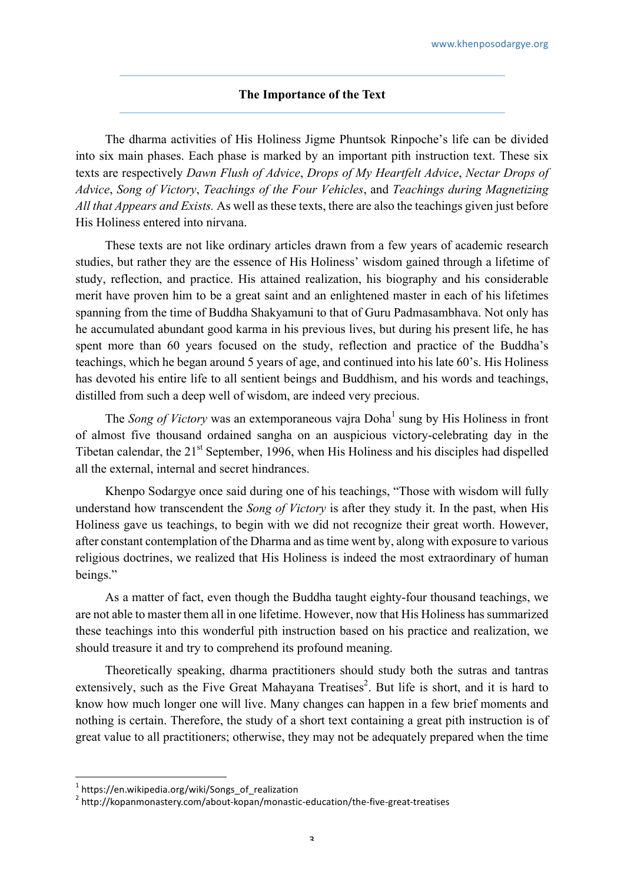## The Importance of the Text

The dharma activities of His Holiness Jigme Phuntsok Rinpoche's life can be divided into six main phases. Each phase is marked by an important pith instruction text. These six texts are respectively *Dawn Flush of Advice*, *Drops of My Heartfelt Advice*, *Nectar Drops of Advice*, *Song of Victory*, *Teachings of the Four Vehicles*, and *Teachings during Magnetizing All that Appears and Exists.* As well as these texts, there are also the teachings given just before His Holiness entered into nirvana.

These texts are not like ordinary articles drawn from a few years of academic research studies, but rather they are the essence of His Holiness' wisdom gained through a lifetime of study, reflection, and practice. His attained realization, his biography and his considerable merit have proven him to be a great saint and an enlightened master in each of his lifetimes spanning from the time of Buddha Shakyamuni to that of Guru Padmasambhava. Not only has he accumulated abundant good karma in his previous lives, but during his present life, he has spent more than 60 years focused on the study, reflection and practice of the Buddha's teachings, which he began around 5 years of age, and continued into his late 60's. His Holiness has devoted his entire life to all sentient beings and Buddhism, and his words and teachings, distilled from such a deep well of wisdom, are indeed very precious.

The *Song of Victory* was an extemporaneous vajra Doha[1] sung by His Holiness in front of almost five thousand ordained sangha on an auspicious victory-celebrating day in the Tibetan calendar, the 21st September, 1996, when His Holiness and his disciples had dispelled all the external, internal and secret hindrances.

Khenpo Sodargye once said during one of his teachings, "Those with wisdom will fully understand how transcendent the *Song of Victory* is after they study it. In the past, when His Holiness gave us teachings, to begin with we did not recognize their great worth. However, after constant contemplation of the Dharma and as time went by, along with exposure to various religious doctrines, we realized that His Holiness is indeed the most extraordinary of human beings."

As a matter of fact, even though the Buddha taught eighty-four thousand teachings, we are not able to master them all in one lifetime. However, now that His Holiness has summarized these teachings into this wonderful pith instruction based on his practice and realization, we should treasure it and try to comprehend its profound meaning.

Theoretically speaking, dharma practitioners should study both the sutras and tantras extensively, such as the Five Great Mahayana Treatises[2]. But life is short, and it is hard to know how much longer one will live. Many changes can happen in a few brief moments and nothing is certain. Therefore, the study of a short text containing a great pith instruction is of great value to all practitioners; otherwise, they may not be adequately prepared when the time

---

[1] https://en.wikipedia.org/wiki/Songs_of_realization

[2] http://kopanmonastery.com/about-kopan/monastic-education/the-five-great-treatises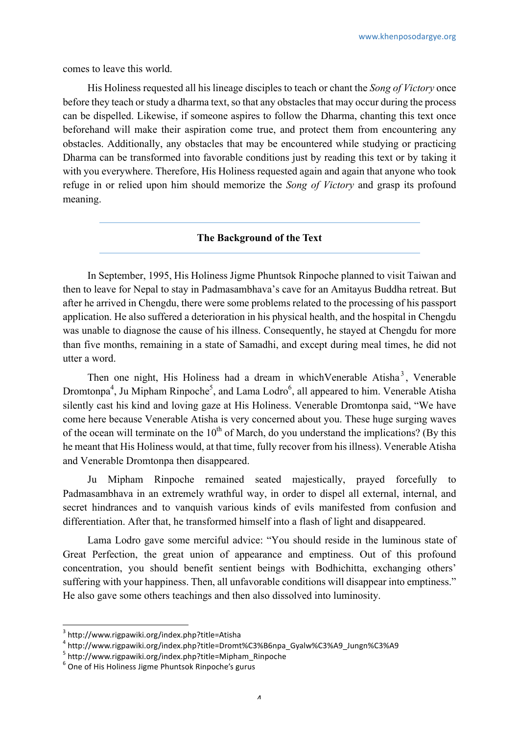comes to leave this world.

His Holiness requested all his lineage disciples to teach or chant the *Song of Victory* once before they teach or study a dharma text, so that any obstacles that may occur during the process can be dispelled. Likewise, if someone aspires to follow the Dharma, chanting this text once beforehand will make their aspiration come true, and protect them from encountering any obstacles. Additionally, any obstacles that may be encountered while studying or practicing Dharma can be transformed into favorable conditions just by reading this text or by taking it with you everywhere. Therefore, His Holiness requested again and again that anyone who took refuge in or relied upon him should memorize the *Song of Victory* and grasp its profound meaning.

## The Background of the Text

In September, 1995, His Holiness Jigme Phuntsok Rinpoche planned to visit Taiwan and then to leave for Nepal to stay in Padmasambhava's cave for an Amitayus Buddha retreat. But after he arrived in Chengdu, there were some problems related to the processing of his passport application. He also suffered a deterioration in his physical health, and the hospital in Chengdu was unable to diagnose the cause of his illness. Consequently, he stayed at Chengdu for more than five months, remaining in a state of Samadhi, and except during meal times, he did not utter a word.

Then one night, His Holiness had a dream in whichVenerable Atisha[3], Venerable Dromtonpa[4], Ju Mipham Rinpoche[5], and Lama Lodro[6], all appeared to him. Venerable Atisha silently cast his kind and loving gaze at His Holiness. Venerable Dromtonpa said, "We have come here because Venerable Atisha is very concerned about you. These huge surging waves of the ocean will terminate on the 10th of March, do you understand the implications? (By this he meant that His Holiness would, at that time, fully recover from his illness). Venerable Atisha and Venerable Dromtonpa then disappeared.

Ju Mipham Rinpoche remained seated majestically, prayed forcefully to Padmasambhava in an extremely wrathful way, in order to dispel all external, internal, and secret hindrances and to vanquish various kinds of evils manifested from confusion and differentiation. After that, he transformed himself into a flash of light and disappeared.

Lama Lodro gave some merciful advice: "You should reside in the luminous state of Great Perfection, the great union of appearance and emptiness. Out of this profound concentration, you should benefit sentient beings with Bodhichitta, exchanging others' suffering with your happiness. Then, all unfavorable conditions will disappear into emptiness." He also gave some others teachings and then also dissolved into luminosity.

---

[3] http://www.rigpawiki.org/index.php?title=Atisha
[4] http://www.rigpawiki.org/index.php?title=Dromt%C3%B6npa_Gyalw%C3%A9_Jungn%C3%A9
[5] http://www.rigpawiki.org/index.php?title=Mipham_Rinpoche
[6] One of His Holiness Jigme Phuntsok Rinpoche's gurus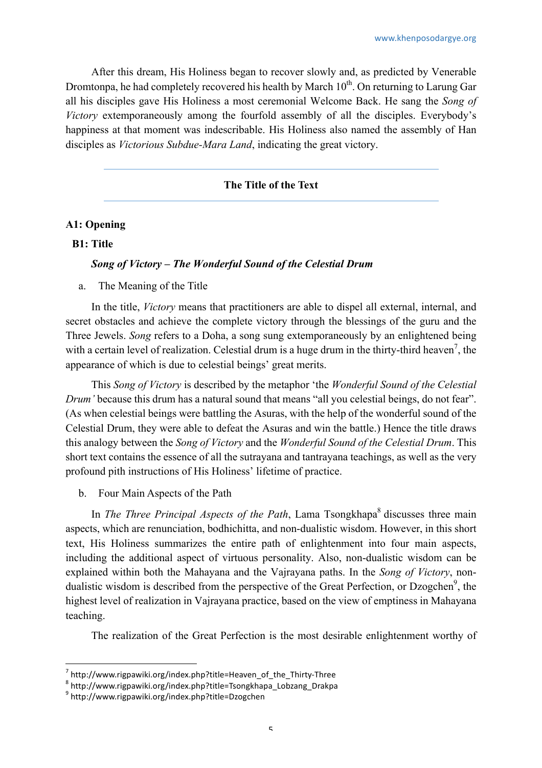After this dream, His Holiness began to recover slowly and, as predicted by Venerable Dromtonpa, he had completely recovered his health by March 10th. On returning to Larung Gar all his disciples gave His Holiness a most ceremonial Welcome Back. He sang the *Song of Victory* extemporaneously among the fourfold assembly of all the disciples. Everybody's happiness at that moment was indescribable. His Holiness also named the assembly of Han disciples as *Victorious Subdue-Mara Land*, indicating the great victory.

---

**The Title of the Text**

---

**A1: Opening**

**B1: Title**

***Song of Victory – The Wonderful Sound of the Celestial Drum***

a. The Meaning of the Title

In the title, *Victory* means that practitioners are able to dispel all external, internal, and secret obstacles and achieve the complete victory through the blessings of the guru and the Three Jewels. *Song* refers to a Doha, a song sung extemporaneously by an enlightened being with a certain level of realization. Celestial drum is a huge drum in the thirty-third heaven[7], the appearance of which is due to celestial beings' great merits.

This *Song of Victory* is described by the metaphor 'the *Wonderful Sound of the Celestial Drum'* because this drum has a natural sound that means "all you celestial beings, do not fear". (As when celestial beings were battling the Asuras, with the help of the wonderful sound of the Celestial Drum, they were able to defeat the Asuras and win the battle.) Hence the title draws this analogy between the *Song of Victory* and the *Wonderful Sound of the Celestial Drum*. This short text contains the essence of all the sutrayana and tantrayana teachings, as well as the very profound pith instructions of His Holiness' lifetime of practice.

b. Four Main Aspects of the Path

In *The Three Principal Aspects of the Path*, Lama Tsongkhapa[8] discusses three main aspects, which are renunciation, bodhichitta, and non-dualistic wisdom. However, in this short text, His Holiness summarizes the entire path of enlightenment into four main aspects, including the additional aspect of virtuous personality. Also, non-dualistic wisdom can be explained within both the Mahayana and the Vajrayana paths. In the *Song of Victory*, non-dualistic wisdom is described from the perspective of the Great Perfection, or Dzogchen[9], the highest level of realization in Vajrayana practice, based on the view of emptiness in Mahayana teaching.

The realization of the Great Perfection is the most desirable enlightenment worthy of

---

[7] http://www.rigpawiki.org/index.php?title=Heaven_of_the_Thirty-Three
[8] http://www.rigpawiki.org/index.php?title=Tsongkhapa_Lobzang_Drakpa
[9] http://www.rigpawiki.org/index.php?title=Dzogchen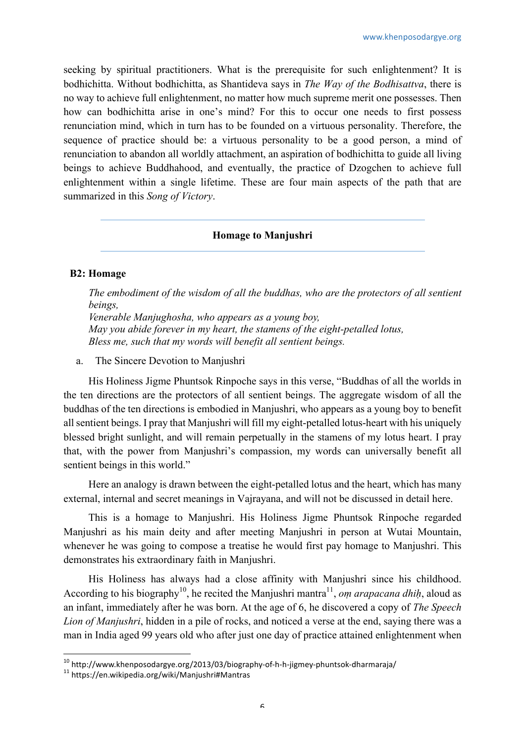seeking by spiritual practitioners. What is the prerequisite for such enlightenment? It is bodhichitta. Without bodhichitta, as Shantideva says in *The Way of the Bodhisattva*, there is no way to achieve full enlightenment, no matter how much supreme merit one possesses. Then how can bodhichitta arise in one's mind? For this to occur one needs to first possess renunciation mind, which in turn has to be founded on a virtuous personality. Therefore, the sequence of practice should be: a virtuous personality to be a good person, a mind of renunciation to abandon all worldly attachment, an aspiration of bodhichitta to guide all living beings to achieve Buddhahood, and eventually, the practice of Dzogchen to achieve full enlightenment within a single lifetime. These are four main aspects of the path that are summarized in this *Song of Victory*.

---

## Homage to Manjushri

---

### B2: Homage

> *The embodiment of the wisdom of all the buddhas, who are the protectors of all sentient beings,*
> *Venerable Manjughosha, who appears as a young boy,*
> *May you abide forever in my heart, the stamens of the eight-petalled lotus,*
> *Bless me, such that my words will benefit all sentient beings.*

a. The Sincere Devotion to Manjushri

His Holiness Jigme Phuntsok Rinpoche says in this verse, "Buddhas of all the worlds in the ten directions are the protectors of all sentient beings. The aggregate wisdom of all the buddhas of the ten directions is embodied in Manjushri, who appears as a young boy to benefit all sentient beings. I pray that Manjushri will fill my eight-petalled lotus-heart with his uniquely blessed bright sunlight, and will remain perpetually in the stamens of my lotus heart. I pray that, with the power from Manjushri's compassion, my words can universally benefit all sentient beings in this world."

Here an analogy is drawn between the eight-petalled lotus and the heart, which has many external, internal and secret meanings in Vajrayana, and will not be discussed in detail here.

This is a homage to Manjushri. His Holiness Jigme Phuntsok Rinpoche regarded Manjushri as his main deity and after meeting Manjushri in person at Wutai Mountain, whenever he was going to compose a treatise he would first pay homage to Manjushri. This demonstrates his extraordinary faith in Manjushri.

His Holiness has always had a close affinity with Manjushri since his childhood. According to his biography[10], he recited the Manjushri mantra[11], *oṃ arapacana dhiḥ*, aloud as an infant, immediately after he was born. At the age of 6, he discovered a copy of *The Speech Lion of Manjushri*, hidden in a pile of rocks, and noticed a verse at the end, saying there was a man in India aged 99 years old who after just one day of practice attained enlightenment when

---

[10] http://www.khenposodargye.org/2013/03/biography-of-h-h-jigmey-phuntsok-dharmaraja/

[11] https://en.wikipedia.org/wiki/Manjushri#Mantras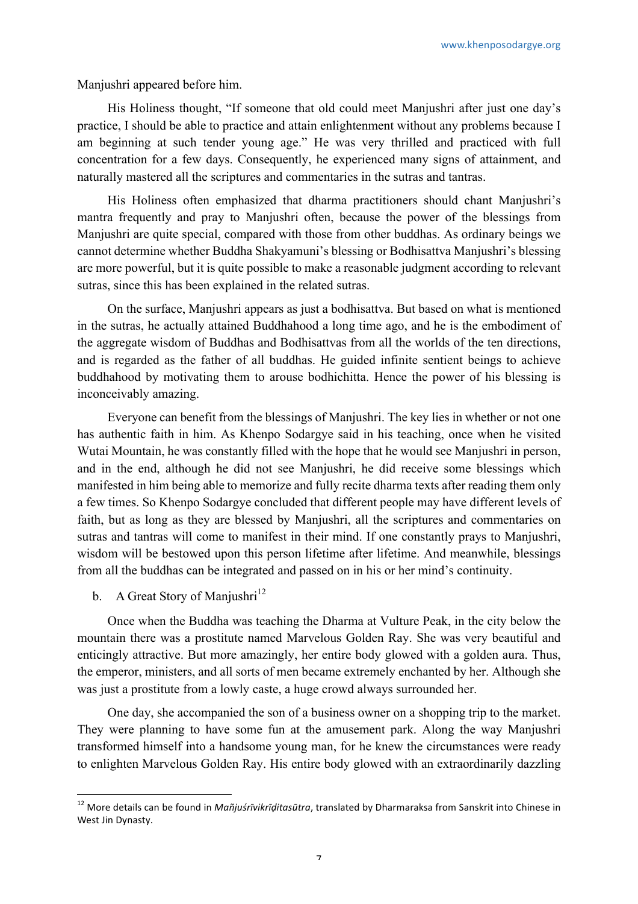Manjushri appeared before him.

His Holiness thought, "If someone that old could meet Manjushri after just one day's practice, I should be able to practice and attain enlightenment without any problems because I am beginning at such tender young age." He was very thrilled and practiced with full concentration for a few days. Consequently, he experienced many signs of attainment, and naturally mastered all the scriptures and commentaries in the sutras and tantras.

His Holiness often emphasized that dharma practitioners should chant Manjushri's mantra frequently and pray to Manjushri often, because the power of the blessings from Manjushri are quite special, compared with those from other buddhas. As ordinary beings we cannot determine whether Buddha Shakyamuni's blessing or Bodhisattva Manjushri's blessing are more powerful, but it is quite possible to make a reasonable judgment according to relevant sutras, since this has been explained in the related sutras.

On the surface, Manjushri appears as just a bodhisattva. But based on what is mentioned in the sutras, he actually attained Buddhahood a long time ago, and he is the embodiment of the aggregate wisdom of Buddhas and Bodhisattvas from all the worlds of the ten directions, and is regarded as the father of all buddhas. He guided infinite sentient beings to achieve buddhahood by motivating them to arouse bodhichitta. Hence the power of his blessing is inconceivably amazing.

Everyone can benefit from the blessings of Manjushri. The key lies in whether or not one has authentic faith in him. As Khenpo Sodargye said in his teaching, once when he visited Wutai Mountain, he was constantly filled with the hope that he would see Manjushri in person, and in the end, although he did not see Manjushri, he did receive some blessings which manifested in him being able to memorize and fully recite dharma texts after reading them only a few times. So Khenpo Sodargye concluded that different people may have different levels of faith, but as long as they are blessed by Manjushri, all the scriptures and commentaries on sutras and tantras will come to manifest in their mind. If one constantly prays to Manjushri, wisdom will be bestowed upon this person lifetime after lifetime. And meanwhile, blessings from all the buddhas can be integrated and passed on in his or her mind's continuity.

b. A Great Story of Manjushri[12]

Once when the Buddha was teaching the Dharma at Vulture Peak, in the city below the mountain there was a prostitute named Marvelous Golden Ray. She was very beautiful and enticingly attractive. But more amazingly, her entire body glowed with a golden aura. Thus, the emperor, ministers, and all sorts of men became extremely enchanted by her. Although she was just a prostitute from a lowly caste, a huge crowd always surrounded her.

One day, she accompanied the son of a business owner on a shopping trip to the market. They were planning to have some fun at the amusement park. Along the way Manjushri transformed himself into a handsome young man, for he knew the circumstances were ready to enlighten Marvelous Golden Ray. His entire body glowed with an extraordinarily dazzling

[12] More details can be found in *Mañjuśrīvikrīḍitasūtra*, translated by Dharmaraksa from Sanskrit into Chinese in West Jin Dynasty.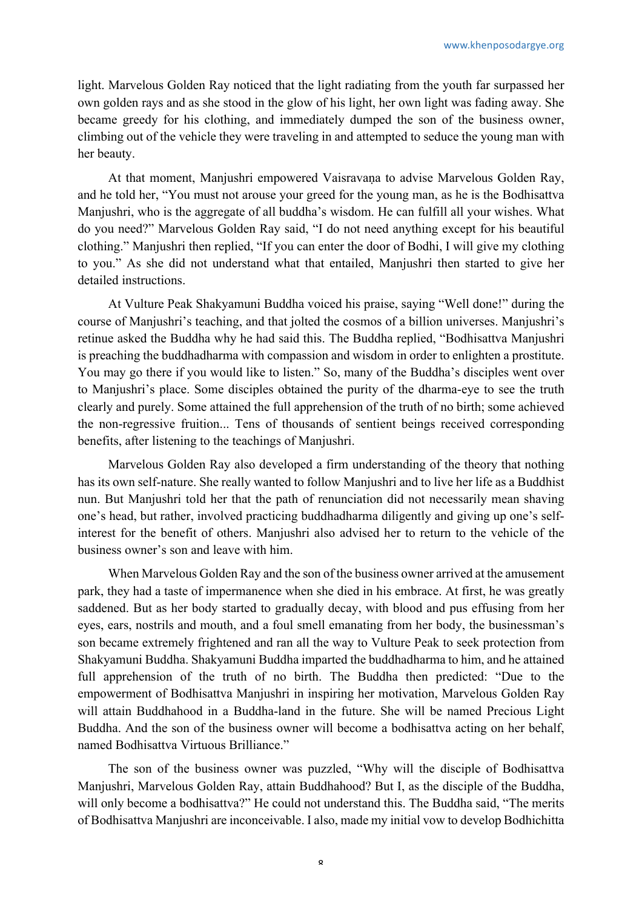light. Marvelous Golden Ray noticed that the light radiating from the youth far surpassed her own golden rays and as she stood in the glow of his light, her own light was fading away. She became greedy for his clothing, and immediately dumped the son of the business owner, climbing out of the vehicle they were traveling in and attempted to seduce the young man with her beauty.

At that moment, Manjushri empowered Vaisravaṇa to advise Marvelous Golden Ray, and he told her, "You must not arouse your greed for the young man, as he is the Bodhisattva Manjushri, who is the aggregate of all buddha's wisdom. He can fulfill all your wishes. What do you need?" Marvelous Golden Ray said, "I do not need anything except for his beautiful clothing." Manjushri then replied, "If you can enter the door of Bodhi, I will give my clothing to you." As she did not understand what that entailed, Manjushri then started to give her detailed instructions.

At Vulture Peak Shakyamuni Buddha voiced his praise, saying "Well done!" during the course of Manjushri's teaching, and that jolted the cosmos of a billion universes. Manjushri's retinue asked the Buddha why he had said this. The Buddha replied, "Bodhisattva Manjushri is preaching the buddhadharma with compassion and wisdom in order to enlighten a prostitute. You may go there if you would like to listen." So, many of the Buddha's disciples went over to Manjushri's place. Some disciples obtained the purity of the dharma-eye to see the truth clearly and purely. Some attained the full apprehension of the truth of no birth; some achieved the non-regressive fruition... Tens of thousands of sentient beings received corresponding benefits, after listening to the teachings of Manjushri.

Marvelous Golden Ray also developed a firm understanding of the theory that nothing has its own self-nature. She really wanted to follow Manjushri and to live her life as a Buddhist nun. But Manjushri told her that the path of renunciation did not necessarily mean shaving one's head, but rather, involved practicing buddhadharma diligently and giving up one's self-interest for the benefit of others. Manjushri also advised her to return to the vehicle of the business owner's son and leave with him.

When Marvelous Golden Ray and the son of the business owner arrived at the amusement park, they had a taste of impermanence when she died in his embrace. At first, he was greatly saddened. But as her body started to gradually decay, with blood and pus effusing from her eyes, ears, nostrils and mouth, and a foul smell emanating from her body, the businessman's son became extremely frightened and ran all the way to Vulture Peak to seek protection from Shakyamuni Buddha. Shakyamuni Buddha imparted the buddhadharma to him, and he attained full apprehension of the truth of no birth. The Buddha then predicted: "Due to the empowerment of Bodhisattva Manjushri in inspiring her motivation, Marvelous Golden Ray will attain Buddhahood in a Buddha-land in the future. She will be named Precious Light Buddha. And the son of the business owner will become a bodhisattva acting on her behalf, named Bodhisattva Virtuous Brilliance."

The son of the business owner was puzzled, "Why will the disciple of Bodhisattva Manjushri, Marvelous Golden Ray, attain Buddhahood? But I, as the disciple of the Buddha, will only become a bodhisattva?" He could not understand this. The Buddha said, "The merits of Bodhisattva Manjushri are inconceivable. I also, made my initial vow to develop Bodhichitta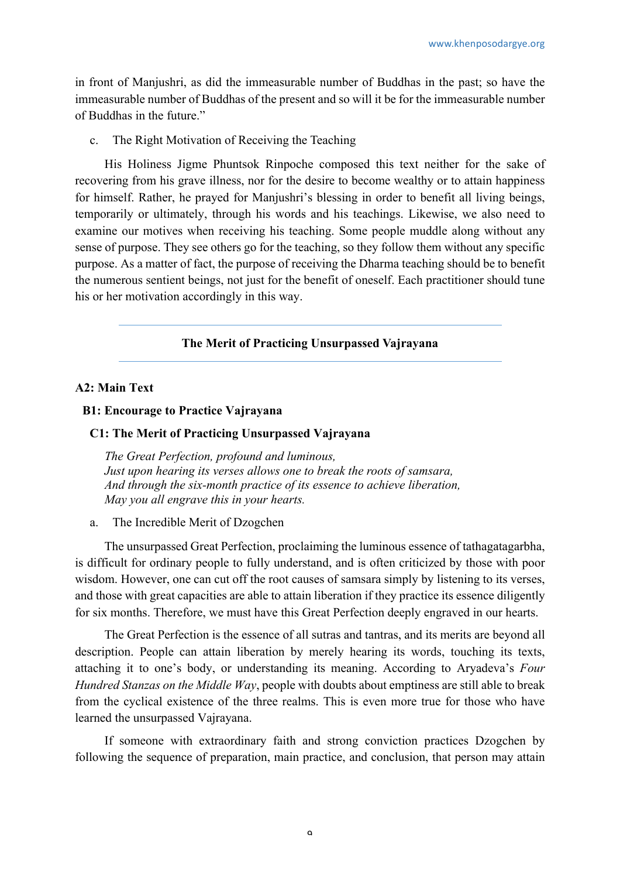in front of Manjushri, as did the immeasurable number of Buddhas in the past; so have the immeasurable number of Buddhas of the present and so will it be for the immeasurable number of Buddhas in the future."

c. The Right Motivation of Receiving the Teaching

His Holiness Jigme Phuntsok Rinpoche composed this text neither for the sake of recovering from his grave illness, nor for the desire to become wealthy or to attain happiness for himself. Rather, he prayed for Manjushri's blessing in order to benefit all living beings, temporarily or ultimately, through his words and his teachings. Likewise, we also need to examine our motives when receiving his teaching. Some people muddle along without any sense of purpose. They see others go for the teaching, so they follow them without any specific purpose. As a matter of fact, the purpose of receiving the Dharma teaching should be to benefit the numerous sentient beings, not just for the benefit of oneself. Each practitioner should tune his or her motivation accordingly in this way.

---

**The Merit of Practicing Unsurpassed Vajrayana**

---

### A2: Main Text

#### B1: Encourage to Practice Vajrayana

##### C1: The Merit of Practicing Unsurpassed Vajrayana

*The Great Perfection, profound and luminous,*
*Just upon hearing its verses allows one to break the roots of samsara,*
*And through the six-month practice of its essence to achieve liberation,*
*May you all engrave this in your hearts.*

a. The Incredible Merit of Dzogchen

The unsurpassed Great Perfection, proclaiming the luminous essence of tathagatagarbha, is difficult for ordinary people to fully understand, and is often criticized by those with poor wisdom. However, one can cut off the root causes of samsara simply by listening to its verses, and those with great capacities are able to attain liberation if they practice its essence diligently for six months. Therefore, we must have this Great Perfection deeply engraved in our hearts.

The Great Perfection is the essence of all sutras and tantras, and its merits are beyond all description. People can attain liberation by merely hearing its words, touching its texts, attaching it to one's body, or understanding its meaning. According to Aryadeva's *Four Hundred Stanzas on the Middle Way*, people with doubts about emptiness are still able to break from the cyclical existence of the three realms. This is even more true for those who have learned the unsurpassed Vajrayana.

If someone with extraordinary faith and strong conviction practices Dzogchen by following the sequence of preparation, main practice, and conclusion, that person may attain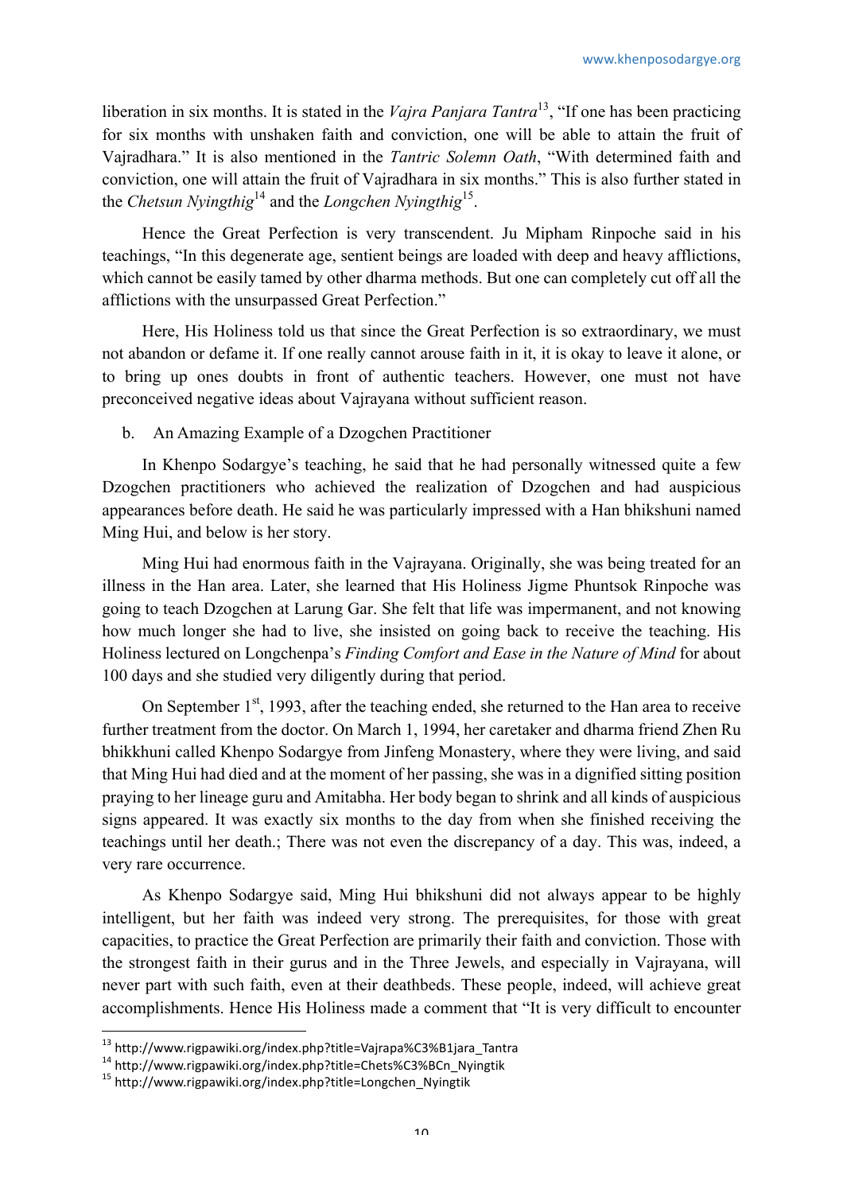liberation in six months. It is stated in the *Vajra Panjara Tantra*[13], "If one has been practicing for six months with unshaken faith and conviction, one will be able to attain the fruit of Vajradhara." It is also mentioned in the *Tantric Solemn Oath*, "With determined faith and conviction, one will attain the fruit of Vajradhara in six months." This is also further stated in the *Chetsun Nyingthig*[14] and the *Longchen Nyingthig*[15].

Hence the Great Perfection is very transcendent. Ju Mipham Rinpoche said in his teachings, "In this degenerate age, sentient beings are loaded with deep and heavy afflictions, which cannot be easily tamed by other dharma methods. But one can completely cut off all the afflictions with the unsurpassed Great Perfection."

Here, His Holiness told us that since the Great Perfection is so extraordinary, we must not abandon or defame it. If one really cannot arouse faith in it, it is okay to leave it alone, or to bring up ones doubts in front of authentic teachers. However, one must not have preconceived negative ideas about Vajrayana without sufficient reason.

b. An Amazing Example of a Dzogchen Practitioner

In Khenpo Sodargye's teaching, he said that he had personally witnessed quite a few Dzogchen practitioners who achieved the realization of Dzogchen and had auspicious appearances before death. He said he was particularly impressed with a Han bhikshuni named Ming Hui, and below is her story.

Ming Hui had enormous faith in the Vajrayana. Originally, she was being treated for an illness in the Han area. Later, she learned that His Holiness Jigme Phuntsok Rinpoche was going to teach Dzogchen at Larung Gar. She felt that life was impermanent, and not knowing how much longer she had to live, she insisted on going back to receive the teaching. His Holiness lectured on Longchenpa's *Finding Comfort and Ease in the Nature of Mind* for about 100 days and she studied very diligently during that period.

On September 1st, 1993, after the teaching ended, she returned to the Han area to receive further treatment from the doctor. On March 1, 1994, her caretaker and dharma friend Zhen Ru bhikkhuni called Khenpo Sodargye from Jinfeng Monastery, where they were living, and said that Ming Hui had died and at the moment of her passing, she was in a dignified sitting position praying to her lineage guru and Amitabha. Her body began to shrink and all kinds of auspicious signs appeared. It was exactly six months to the day from when she finished receiving the teachings until her death.; There was not even the discrepancy of a day. This was, indeed, a very rare occurrence.

As Khenpo Sodargye said, Ming Hui bhikshuni did not always appear to be highly intelligent, but her faith was indeed very strong. The prerequisites, for those with great capacities, to practice the Great Perfection are primarily their faith and conviction. Those with the strongest faith in their gurus and in the Three Jewels, and especially in Vajrayana, will never part with such faith, even at their deathbeds. These people, indeed, will achieve great accomplishments. Hence His Holiness made a comment that "It is very difficult to encounter

[13] http://www.rigpawiki.org/index.php?title=Vajrapa%C3%B1jara_Tantra
[14] http://www.rigpawiki.org/index.php?title=Chets%C3%BCn_Nyingtik
[15] http://www.rigpawiki.org/index.php?title=Longchen_Nyingtik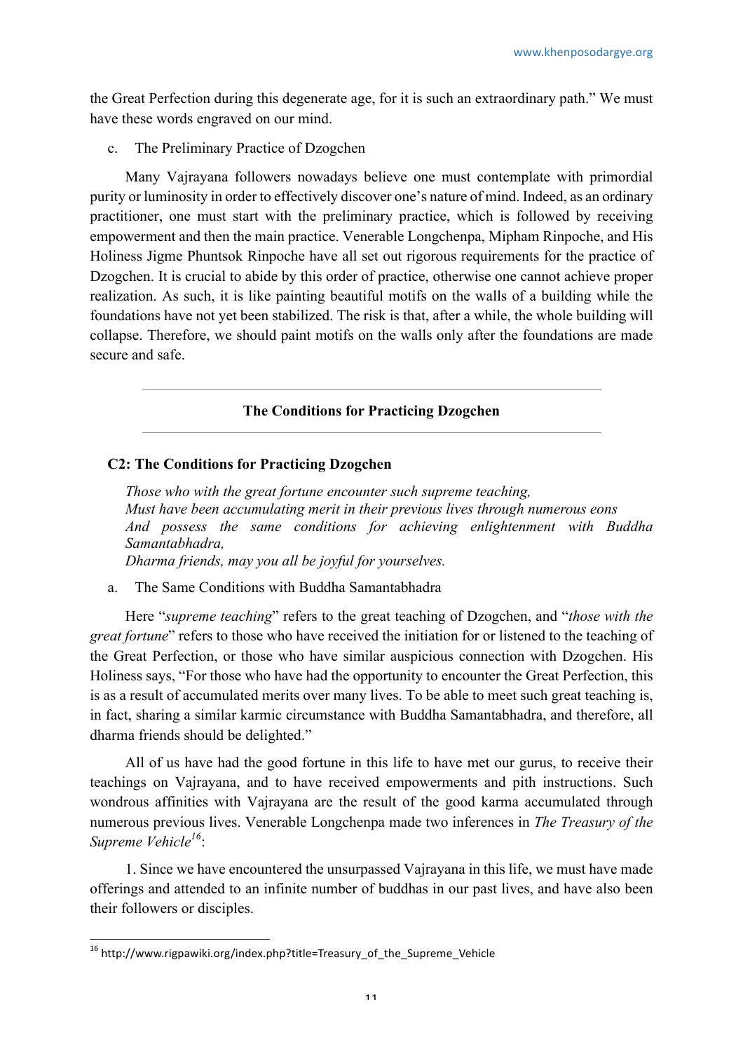the Great Perfection during this degenerate age, for it is such an extraordinary path." We must have these words engraved on our mind.

c. The Preliminary Practice of Dzogchen

Many Vajrayana followers nowadays believe one must contemplate with primordial purity or luminosity in order to effectively discover one's nature of mind. Indeed, as an ordinary practitioner, one must start with the preliminary practice, which is followed by receiving empowerment and then the main practice. Venerable Longchenpa, Mipham Rinpoche, and His Holiness Jigme Phuntsok Rinpoche have all set out rigorous requirements for the practice of Dzogchen. It is crucial to abide by this order of practice, otherwise one cannot achieve proper realization. As such, it is like painting beautiful motifs on the walls of a building while the foundations have not yet been stabilized. The risk is that, after a while, the whole building will collapse. Therefore, we should paint motifs on the walls only after the foundations are made secure and safe.

---

## The Conditions for Practicing Dzogchen

---

### C2: The Conditions for Practicing Dzogchen

*Those who with the great fortune encounter such supreme teaching,*
*Must have been accumulating merit in their previous lives through numerous eons*
*And possess the same conditions for achieving enlightenment with Buddha Samantabhadra,*
*Dharma friends, may you all be joyful for yourselves.*

a. The Same Conditions with Buddha Samantabhadra

Here "*supreme teaching*" refers to the great teaching of Dzogchen, and "*those with the great fortune*" refers to those who have received the initiation for or listened to the teaching of the Great Perfection, or those who have similar auspicious connection with Dzogchen. His Holiness says, "For those who have had the opportunity to encounter the Great Perfection, this is as a result of accumulated merits over many lives. To be able to meet such great teaching is, in fact, sharing a similar karmic circumstance with Buddha Samantabhadra, and therefore, all dharma friends should be delighted."

All of us have had the good fortune in this life to have met our gurus, to receive their teachings on Vajrayana, and to have received empowerments and pith instructions. Such wondrous affinities with Vajrayana are the result of the good karma accumulated through numerous previous lives. Venerable Longchenpa made two inferences in *The Treasury of the Supreme Vehicle*[16]:

1. Since we have encountered the unsurpassed Vajrayana in this life, we must have made offerings and attended to an infinite number of buddhas in our past lives, and have also been their followers or disciples.

---

[16] http://www.rigpawiki.org/index.php?title=Treasury_of_the_Supreme_Vehicle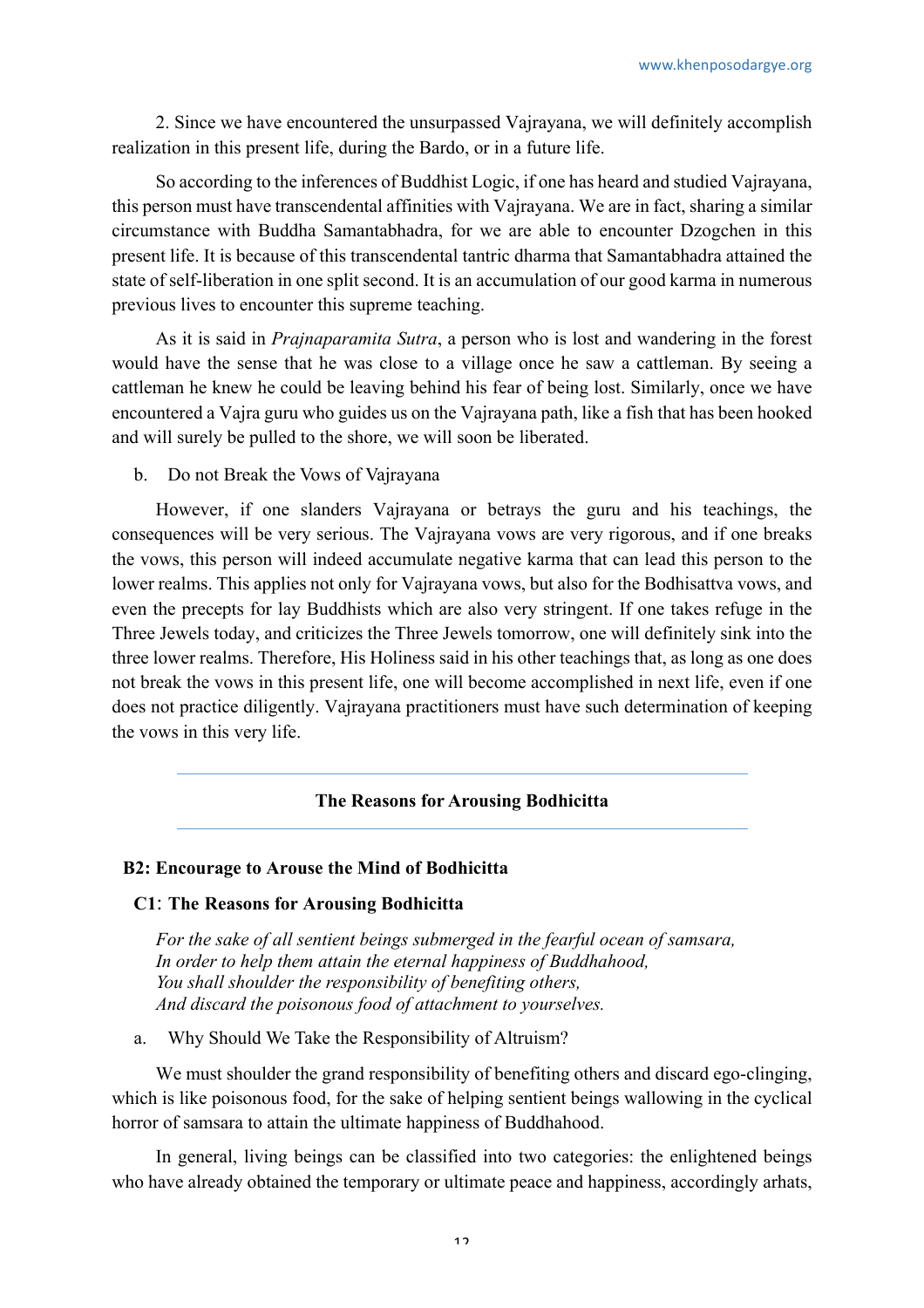2. Since we have encountered the unsurpassed Vajrayana, we will definitely accomplish realization in this present life, during the Bardo, or in a future life.

So according to the inferences of Buddhist Logic, if one has heard and studied Vajrayana, this person must have transcendental affinities with Vajrayana. We are in fact, sharing a similar circumstance with Buddha Samantabhadra, for we are able to encounter Dzogchen in this present life. It is because of this transcendental tantric dharma that Samantabhadra attained the state of self-liberation in one split second. It is an accumulation of our good karma in numerous previous lives to encounter this supreme teaching.

As it is said in *Prajnaparamita Sutra*, a person who is lost and wandering in the forest would have the sense that he was close to a village once he saw a cattleman. By seeing a cattleman he knew he could be leaving behind his fear of being lost. Similarly, once we have encountered a Vajra guru who guides us on the Vajrayana path, like a fish that has been hooked and will surely be pulled to the shore, we will soon be liberated.

b. Do not Break the Vows of Vajrayana

However, if one slanders Vajrayana or betrays the guru and his teachings, the consequences will be very serious. The Vajrayana vows are very rigorous, and if one breaks the vows, this person will indeed accumulate negative karma that can lead this person to the lower realms. This applies not only for Vajrayana vows, but also for the Bodhisattva vows, and even the precepts for lay Buddhists which are also very stringent. If one takes refuge in the Three Jewels today, and criticizes the Three Jewels tomorrow, one will definitely sink into the three lower realms. Therefore, His Holiness said in his other teachings that, as long as one does not break the vows in this present life, one will become accomplished in next life, even if one does not practice diligently. Vajrayana practitioners must have such determination of keeping the vows in this very life.

---

**The Reasons for Arousing Bodhicitta**

---

### B2: Encourage to Arouse the Mind of Bodhicitta

#### C1: The Reasons for Arousing Bodhicitta

*For the sake of all sentient beings submerged in the fearful ocean of samsara,*
*In order to help them attain the eternal happiness of Buddhahood,*
*You shall shoulder the responsibility of benefiting others,*
*And discard the poisonous food of attachment to yourselves.*

a. Why Should We Take the Responsibility of Altruism?

We must shoulder the grand responsibility of benefiting others and discard ego-clinging, which is like poisonous food, for the sake of helping sentient beings wallowing in the cyclical horror of samsara to attain the ultimate happiness of Buddhahood.

In general, living beings can be classified into two categories: the enlightened beings who have already obtained the temporary or ultimate peace and happiness, accordingly arhats,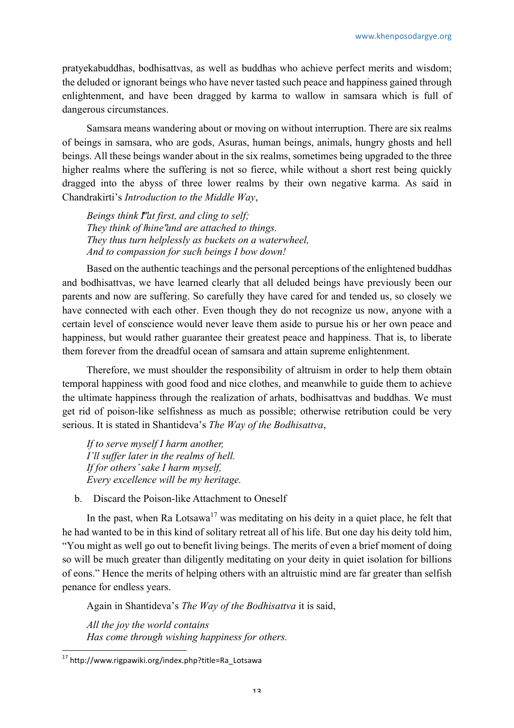pratyekabuddhas, bodhisattvas, as well as buddhas who achieve perfect merits and wisdom; the deluded or ignorant beings who have never tasted such peace and happiness gained through enlightenment, and have been dragged by karma to wallow in samsara which is full of dangerous circumstances.

Samsara means wandering about or moving on without interruption. There are six realms of beings in samsara, who are gods, Asuras, human beings, animals, hungry ghosts and hell beings. All these beings wander about in the six realms, sometimes being upgraded to the three higher realms where the suffering is not so fierce, while without a short rest being quickly dragged into the abyss of three lower realms by their own negative karma. As said in Chandrakirti's *Introduction to the Middle Way*,

*Beings think "I" at first, and cling to self;*
*They think of "mine" and are attached to things.*
*They thus turn helplessly as buckets on a waterwheel,*
*And to compassion for such beings I bow down!*

Based on the authentic teachings and the personal perceptions of the enlightened buddhas and bodhisattvas, we have learned clearly that all deluded beings have previously been our parents and now are suffering. So carefully they have cared for and tended us, so closely we have connected with each other. Even though they do not recognize us now, anyone with a certain level of conscience would never leave them aside to pursue his or her own peace and happiness, but would rather guarantee their greatest peace and happiness. That is, to liberate them forever from the dreadful ocean of samsara and attain supreme enlightenment.

Therefore, we must shoulder the responsibility of altruism in order to help them obtain temporal happiness with good food and nice clothes, and meanwhile to guide them to achieve the ultimate happiness through the realization of arhats, bodhisattvas and buddhas. We must get rid of poison-like selfishness as much as possible; otherwise retribution could be very serious. It is stated in Shantideva's *The Way of the Bodhisattva*,

*If to serve myself I harm another,*
*I'll suffer later in the realms of hell.*
*If for others' sake I harm myself,*
*Every excellence will be my heritage.*

b. Discard the Poison-like Attachment to Oneself

In the past, when Ra Lotsawa[17] was meditating on his deity in a quiet place, he felt that he had wanted to be in this kind of solitary retreat all of his life. But one day his deity told him, "You might as well go out to benefit living beings. The merits of even a brief moment of doing so will be much greater than diligently meditating on your deity in quiet isolation for billions of eons." Hence the merits of helping others with an altruistic mind are far greater than selfish penance for endless years.

Again in Shantideva's *The Way of the Bodhisattva* it is said,

*All the joy the world contains*
*Has come through wishing happiness for others.*

[17] http://www.rigpawiki.org/index.php?title=Ra_Lotsawa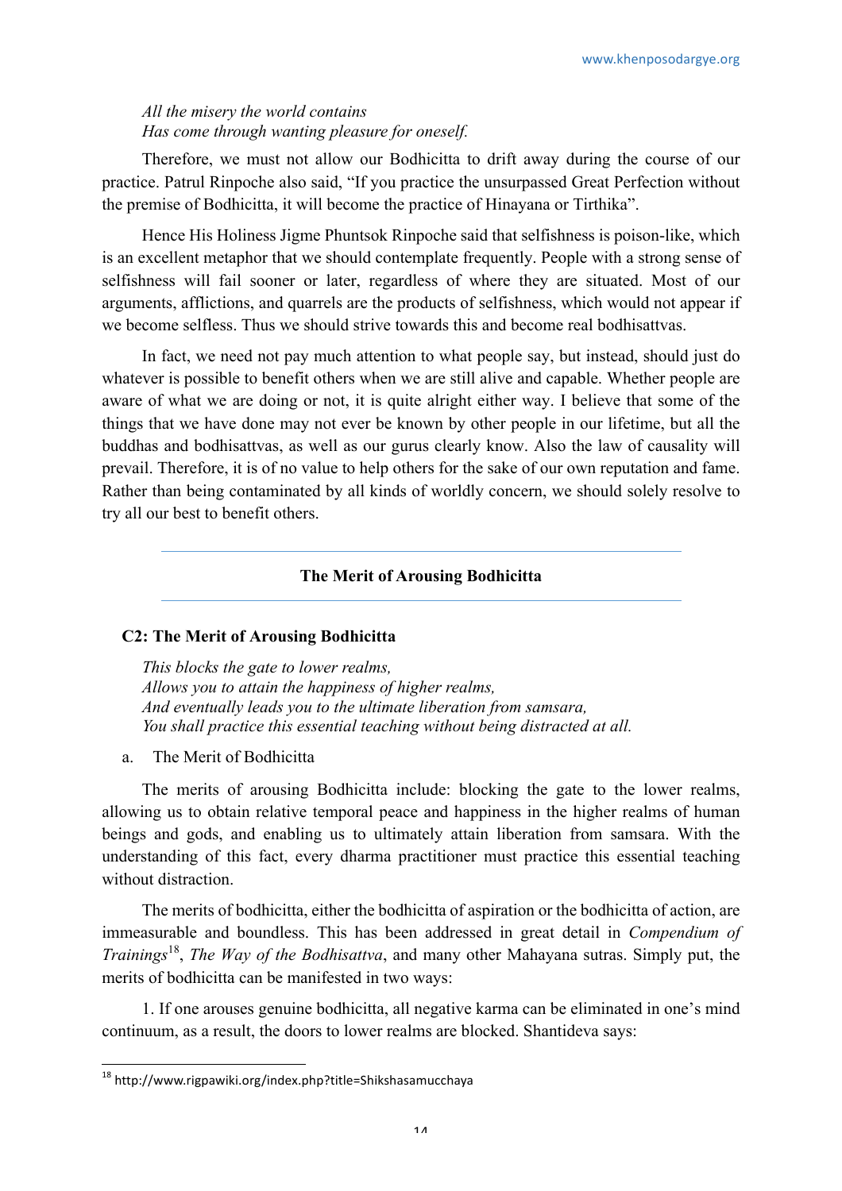*All the misery the world contains*
*Has come through wanting pleasure for oneself.*

Therefore, we must not allow our Bodhicitta to drift away during the course of our practice. Patrul Rinpoche also said, "If you practice the unsurpassed Great Perfection without the premise of Bodhicitta, it will become the practice of Hinayana or Tirthika".

Hence His Holiness Jigme Phuntsok Rinpoche said that selfishness is poison-like, which is an excellent metaphor that we should contemplate frequently. People with a strong sense of selfishness will fail sooner or later, regardless of where they are situated. Most of our arguments, afflictions, and quarrels are the products of selfishness, which would not appear if we become selfless. Thus we should strive towards this and become real bodhisattvas.

In fact, we need not pay much attention to what people say, but instead, should just do whatever is possible to benefit others when we are still alive and capable. Whether people are aware of what we are doing or not, it is quite alright either way. I believe that some of the things that we have done may not ever be known by other people in our lifetime, but all the buddhas and bodhisattvas, as well as our gurus clearly know. Also the law of causality will prevail. Therefore, it is of no value to help others for the sake of our own reputation and fame. Rather than being contaminated by all kinds of worldly concern, we should solely resolve to try all our best to benefit others.

---

## The Merit of Arousing Bodhicitta

---

### C2: The Merit of Arousing Bodhicitta

*This blocks the gate to lower realms,*
*Allows you to attain the happiness of higher realms,*
*And eventually leads you to the ultimate liberation from samsara,*
*You shall practice this essential teaching without being distracted at all.*

a. The Merit of Bodhicitta

The merits of arousing Bodhicitta include: blocking the gate to the lower realms, allowing us to obtain relative temporal peace and happiness in the higher realms of human beings and gods, and enabling us to ultimately attain liberation from samsara. With the understanding of this fact, every dharma practitioner must practice this essential teaching without distraction.

The merits of bodhicitta, either the bodhicitta of aspiration or the bodhicitta of action, are immeasurable and boundless. This has been addressed in great detail in *Compendium of Trainings*[18], *The Way of the Bodhisattva*, and many other Mahayana sutras. Simply put, the merits of bodhicitta can be manifested in two ways:

1. If one arouses genuine bodhicitta, all negative karma can be eliminated in one's mind continuum, as a result, the doors to lower realms are blocked. Shantideva says:

---

[18] http://www.rigpawiki.org/index.php?title=Shikshasamucchaya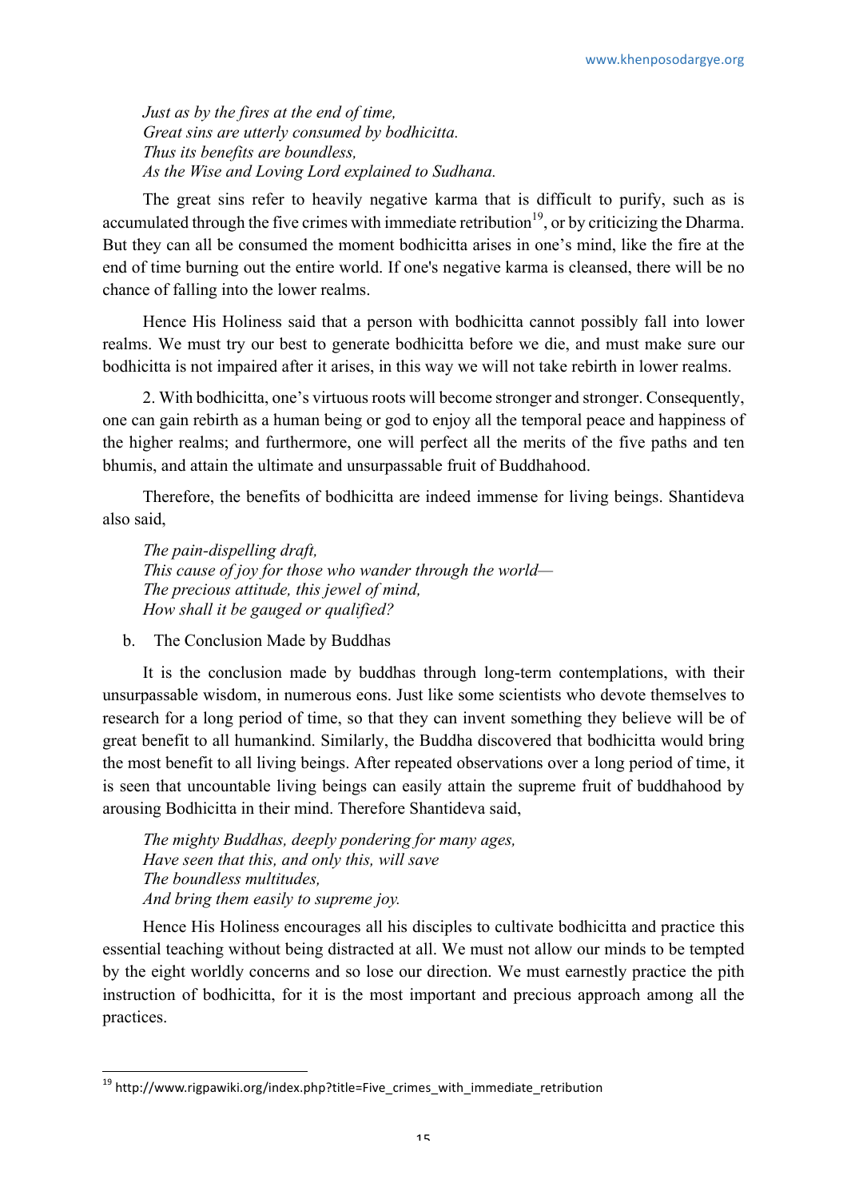*Just as by the fires at the end of time,*
*Great sins are utterly consumed by bodhicitta.*
*Thus its benefits are boundless,*
*As the Wise and Loving Lord explained to Sudhana.*

The great sins refer to heavily negative karma that is difficult to purify, such as is accumulated through the five crimes with immediate retribution[19], or by criticizing the Dharma. But they can all be consumed the moment bodhicitta arises in one's mind, like the fire at the end of time burning out the entire world. If one's negative karma is cleansed, there will be no chance of falling into the lower realms.

Hence His Holiness said that a person with bodhicitta cannot possibly fall into lower realms. We must try our best to generate bodhicitta before we die, and must make sure our bodhicitta is not impaired after it arises, in this way we will not take rebirth in lower realms.

2. With bodhicitta, one's virtuous roots will become stronger and stronger. Consequently, one can gain rebirth as a human being or god to enjoy all the temporal peace and happiness of the higher realms; and furthermore, one will perfect all the merits of the five paths and ten bhumis, and attain the ultimate and unsurpassable fruit of Buddhahood.

Therefore, the benefits of bodhicitta are indeed immense for living beings. Shantideva also said,

*The pain-dispelling draft,*
*This cause of joy for those who wander through the world—*
*The precious attitude, this jewel of mind,*
*How shall it be gauged or qualified?*

b. The Conclusion Made by Buddhas

It is the conclusion made by buddhas through long-term contemplations, with their unsurpassable wisdom, in numerous eons. Just like some scientists who devote themselves to research for a long period of time, so that they can invent something they believe will be of great benefit to all humankind. Similarly, the Buddha discovered that bodhicitta would bring the most benefit to all living beings. After repeated observations over a long period of time, it is seen that uncountable living beings can easily attain the supreme fruit of buddhahood by arousing Bodhicitta in their mind. Therefore Shantideva said,

*The mighty Buddhas, deeply pondering for many ages,*
*Have seen that this, and only this, will save*
*The boundless multitudes,*
*And bring them easily to supreme joy.*

Hence His Holiness encourages all his disciples to cultivate bodhicitta and practice this essential teaching without being distracted at all. We must not allow our minds to be tempted by the eight worldly concerns and so lose our direction. We must earnestly practice the pith instruction of bodhicitta, for it is the most important and precious approach among all the practices.

[19] http://www.rigpawiki.org/index.php?title=Five_crimes_with_immediate_retribution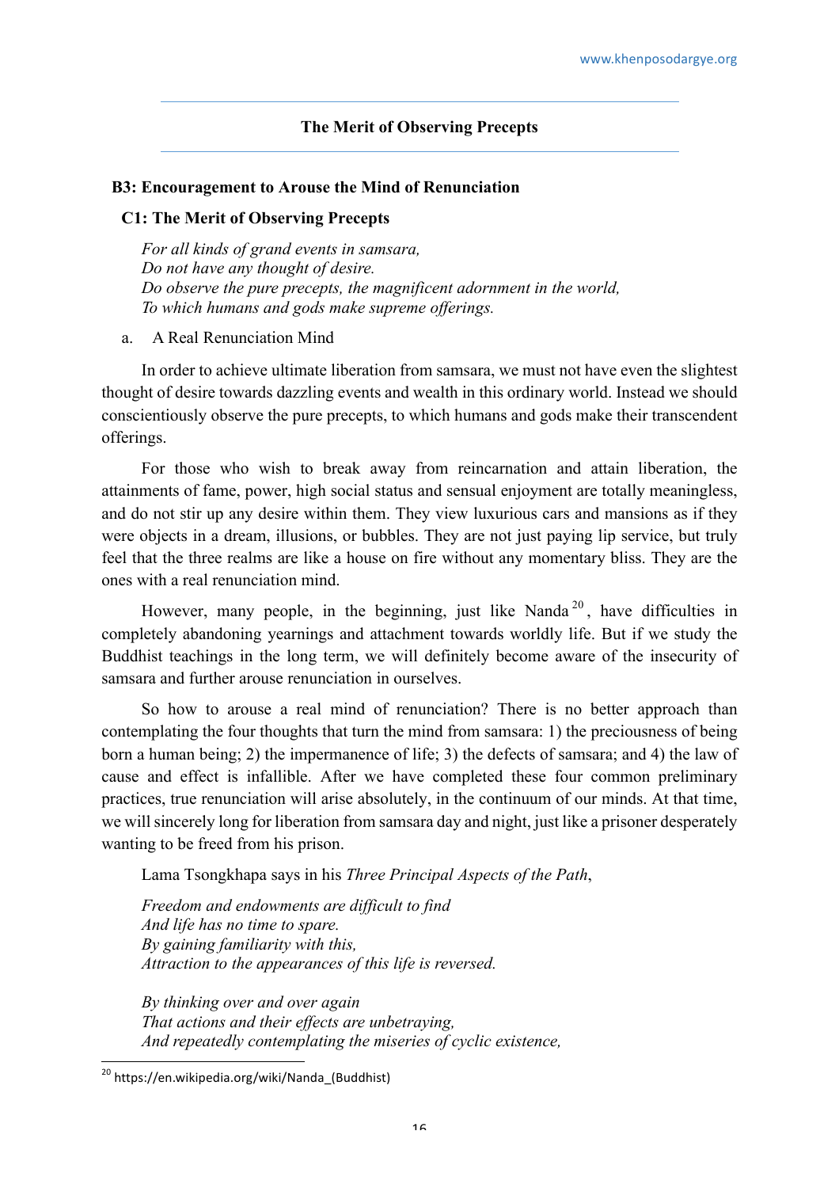## The Merit of Observing Precepts

### B3: Encouragement to Arouse the Mind of Renunciation

#### C1: The Merit of Observing Precepts

*For all kinds of grand events in samsara,*
*Do not have any thought of desire.*
*Do observe the pure precepts, the magnificent adornment in the world,*
*To which humans and gods make supreme offerings.*

a. A Real Renunciation Mind

In order to achieve ultimate liberation from samsara, we must not have even the slightest thought of desire towards dazzling events and wealth in this ordinary world. Instead we should conscientiously observe the pure precepts, to which humans and gods make their transcendent offerings.

For those who wish to break away from reincarnation and attain liberation, the attainments of fame, power, high social status and sensual enjoyment are totally meaningless, and do not stir up any desire within them. They view luxurious cars and mansions as if they were objects in a dream, illusions, or bubbles. They are not just paying lip service, but truly feel that the three realms are like a house on fire without any momentary bliss. They are the ones with a real renunciation mind.

However, many people, in the beginning, just like Nanda[20], have difficulties in completely abandoning yearnings and attachment towards worldly life. But if we study the Buddhist teachings in the long term, we will definitely become aware of the insecurity of samsara and further arouse renunciation in ourselves.

So how to arouse a real mind of renunciation? There is no better approach than contemplating the four thoughts that turn the mind from samsara: 1) the preciousness of being born a human being; 2) the impermanence of life; 3) the defects of samsara; and 4) the law of cause and effect is infallible. After we have completed these four common preliminary practices, true renunciation will arise absolutely, in the continuum of our minds. At that time, we will sincerely long for liberation from samsara day and night, just like a prisoner desperately wanting to be freed from his prison.

Lama Tsongkhapa says in his *Three Principal Aspects of the Path*,

*Freedom and endowments are difficult to find*
*And life has no time to spare.*
*By gaining familiarity with this,*
*Attraction to the appearances of this life is reversed.*

*By thinking over and over again*
*That actions and their effects are unbetraying,*
*And repeatedly contemplating the miseries of cyclic existence,*

[20] https://en.wikipedia.org/wiki/Nanda_(Buddhist)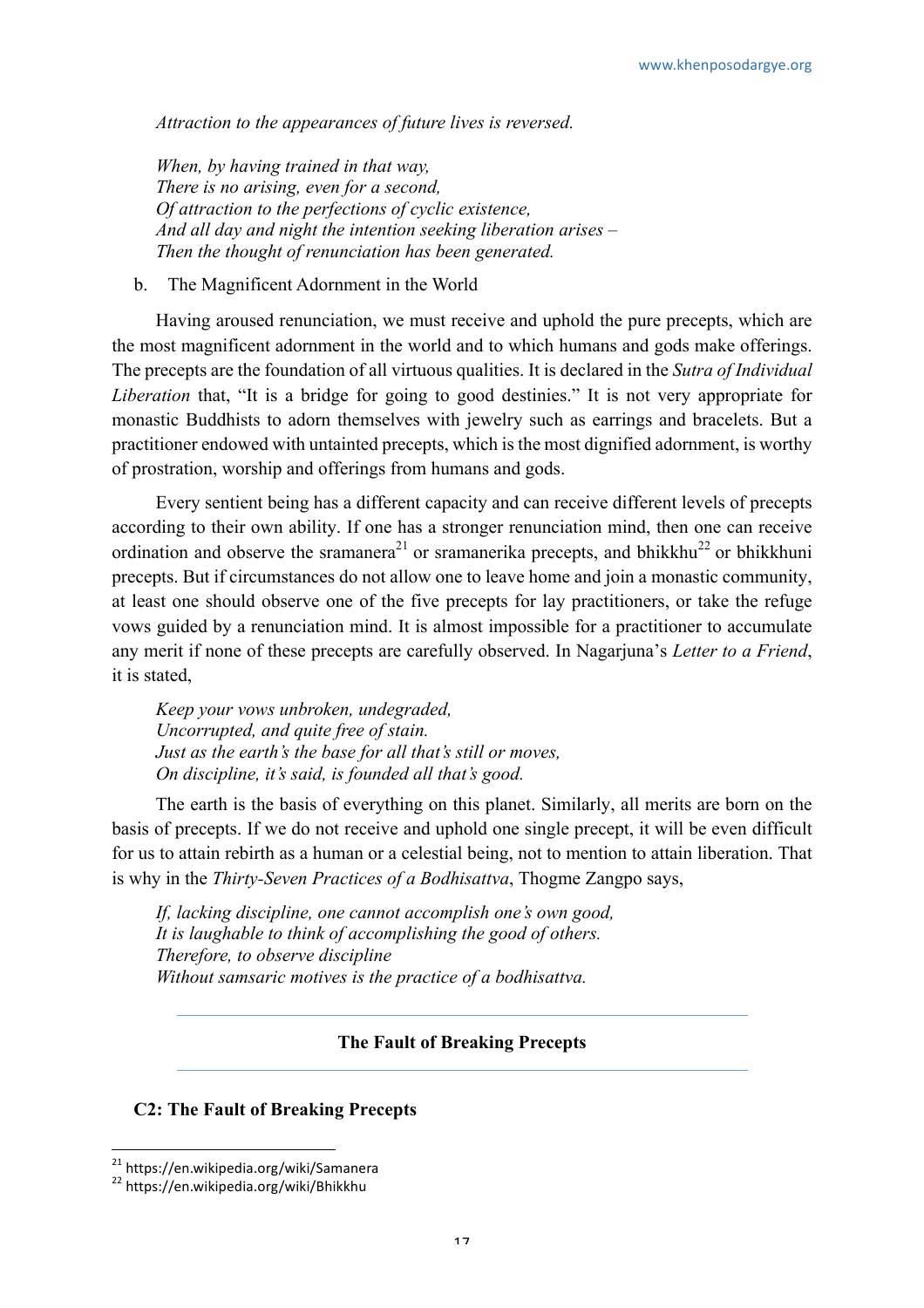*Attraction to the appearances of future lives is reversed.*

*When, by having trained in that way,*
*There is no arising, even for a second,*
*Of attraction to the perfections of cyclic existence,*
*And all day and night the intention seeking liberation arises –*
*Then the thought of renunciation has been generated.*

b. The Magnificent Adornment in the World

Having aroused renunciation, we must receive and uphold the pure precepts, which are the most magnificent adornment in the world and to which humans and gods make offerings. The precepts are the foundation of all virtuous qualities. It is declared in the *Sutra of Individual Liberation* that, "It is a bridge for going to good destinies." It is not very appropriate for monastic Buddhists to adorn themselves with jewelry such as earrings and bracelets. But a practitioner endowed with untainted precepts, which is the most dignified adornment, is worthy of prostration, worship and offerings from humans and gods.

Every sentient being has a different capacity and can receive different levels of precepts according to their own ability. If one has a stronger renunciation mind, then one can receive ordination and observe the sramanera[21] or sramanerika precepts, and bhikkhu[22] or bhikkhuni precepts. But if circumstances do not allow one to leave home and join a monastic community, at least one should observe one of the five precepts for lay practitioners, or take the refuge vows guided by a renunciation mind. It is almost impossible for a practitioner to accumulate any merit if none of these precepts are carefully observed. In Nagarjuna's *Letter to a Friend*, it is stated,

*Keep your vows unbroken, undegraded,*
*Uncorrupted, and quite free of stain.*
*Just as the earth's the base for all that's still or moves,*
*On discipline, it's said, is founded all that's good.*

The earth is the basis of everything on this planet. Similarly, all merits are born on the basis of precepts. If we do not receive and uphold one single precept, it will be even difficult for us to attain rebirth as a human or a celestial being, not to mention to attain liberation. That is why in the *Thirty-Seven Practices of a Bodhisattva*, Thogme Zangpo says,

*If, lacking discipline, one cannot accomplish one's own good,*
*It is laughable to think of accomplishing the good of others.*
*Therefore, to observe discipline*
*Without samsaric motives is the practice of a bodhisattva.*

---

**The Fault of Breaking Precepts**

---

### C2: The Fault of Breaking Precepts

[21] https://en.wikipedia.org/wiki/Samanera
[22] https://en.wikipedia.org/wiki/Bhikkhu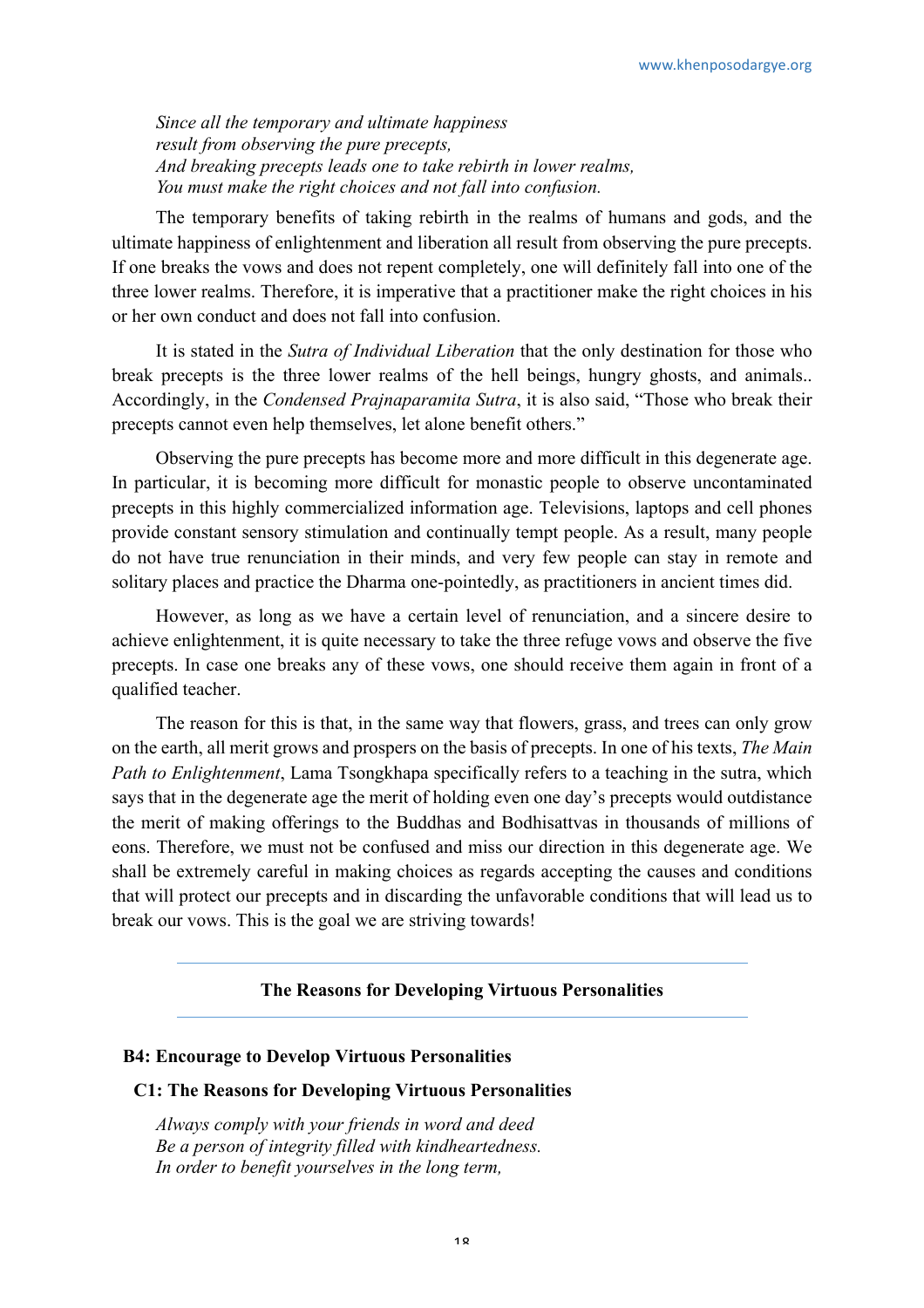*Since all the temporary and ultimate happiness*
*result from observing the pure precepts,*
*And breaking precepts leads one to take rebirth in lower realms,*
*You must make the right choices and not fall into confusion.*

The temporary benefits of taking rebirth in the realms of humans and gods, and the ultimate happiness of enlightenment and liberation all result from observing the pure precepts. If one breaks the vows and does not repent completely, one will definitely fall into one of the three lower realms. Therefore, it is imperative that a practitioner make the right choices in his or her own conduct and does not fall into confusion.

It is stated in the *Sutra of Individual Liberation* that the only destination for those who break precepts is the three lower realms of the hell beings, hungry ghosts, and animals.. Accordingly, in the *Condensed Prajnaparamita Sutra*, it is also said, "Those who break their precepts cannot even help themselves, let alone benefit others."

Observing the pure precepts has become more and more difficult in this degenerate age. In particular, it is becoming more difficult for monastic people to observe uncontaminated precepts in this highly commercialized information age. Televisions, laptops and cell phones provide constant sensory stimulation and continually tempt people. As a result, many people do not have true renunciation in their minds, and very few people can stay in remote and solitary places and practice the Dharma one-pointedly, as practitioners in ancient times did.

However, as long as we have a certain level of renunciation, and a sincere desire to achieve enlightenment, it is quite necessary to take the three refuge vows and observe the five precepts. In case one breaks any of these vows, one should receive them again in front of a qualified teacher.

The reason for this is that, in the same way that flowers, grass, and trees can only grow on the earth, all merit grows and prospers on the basis of precepts. In one of his texts, *The Main Path to Enlightenment*, Lama Tsongkhapa specifically refers to a teaching in the sutra, which says that in the degenerate age the merit of holding even one day's precepts would outdistance the merit of making offerings to the Buddhas and Bodhisattvas in thousands of millions of eons. Therefore, we must not be confused and miss our direction in this degenerate age. We shall be extremely careful in making choices as regards accepting the causes and conditions that will protect our precepts and in discarding the unfavorable conditions that will lead us to break our vows. This is the goal we are striving towards!

## The Reasons for Developing Virtuous Personalities

### B4: Encourage to Develop Virtuous Personalities

#### C1: The Reasons for Developing Virtuous Personalities

*Always comply with your friends in word and deed*
*Be a person of integrity filled with kindheartedness.*
*In order to benefit yourselves in the long term,*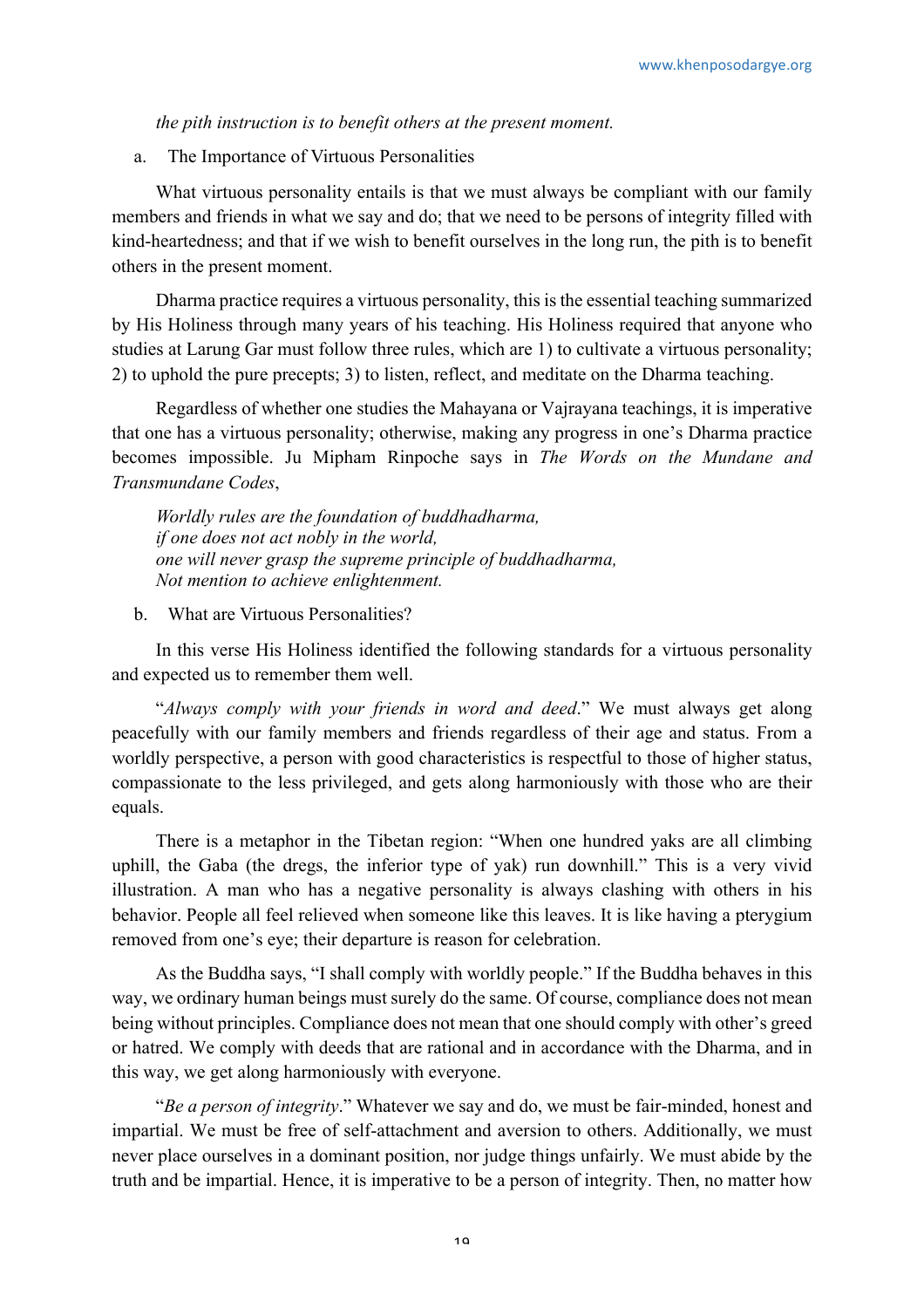*the pith instruction is to benefit others at the present moment.*

a. The Importance of Virtuous Personalities

What virtuous personality entails is that we must always be compliant with our family members and friends in what we say and do; that we need to be persons of integrity filled with kind-heartedness; and that if we wish to benefit ourselves in the long run, the pith is to benefit others in the present moment.

Dharma practice requires a virtuous personality, this is the essential teaching summarized by His Holiness through many years of his teaching. His Holiness required that anyone who studies at Larung Gar must follow three rules, which are 1) to cultivate a virtuous personality; 2) to uphold the pure precepts; 3) to listen, reflect, and meditate on the Dharma teaching.

Regardless of whether one studies the Mahayana or Vajrayana teachings, it is imperative that one has a virtuous personality; otherwise, making any progress in one's Dharma practice becomes impossible. Ju Mipham Rinpoche says in *The Words on the Mundane and Transmundane Codes*,

*Worldly rules are the foundation of buddhadharma,*
*if one does not act nobly in the world,*
*one will never grasp the supreme principle of buddhadharma,*
*Not mention to achieve enlightenment.*

b. What are Virtuous Personalities?

In this verse His Holiness identified the following standards for a virtuous personality and expected us to remember them well.

"*Always comply with your friends in word and deed*." We must always get along peacefully with our family members and friends regardless of their age and status. From a worldly perspective, a person with good characteristics is respectful to those of higher status, compassionate to the less privileged, and gets along harmoniously with those who are their equals.

There is a metaphor in the Tibetan region: "When one hundred yaks are all climbing uphill, the Gaba (the dregs, the inferior type of yak) run downhill." This is a very vivid illustration. A man who has a negative personality is always clashing with others in his behavior. People all feel relieved when someone like this leaves. It is like having a pterygium removed from one's eye; their departure is reason for celebration.

As the Buddha says, "I shall comply with worldly people." If the Buddha behaves in this way, we ordinary human beings must surely do the same. Of course, compliance does not mean being without principles. Compliance does not mean that one should comply with other's greed or hatred. We comply with deeds that are rational and in accordance with the Dharma, and in this way, we get along harmoniously with everyone.

"*Be a person of integrity*." Whatever we say and do, we must be fair-minded, honest and impartial. We must be free of self-attachment and aversion to others. Additionally, we must never place ourselves in a dominant position, nor judge things unfairly. We must abide by the truth and be impartial. Hence, it is imperative to be a person of integrity. Then, no matter how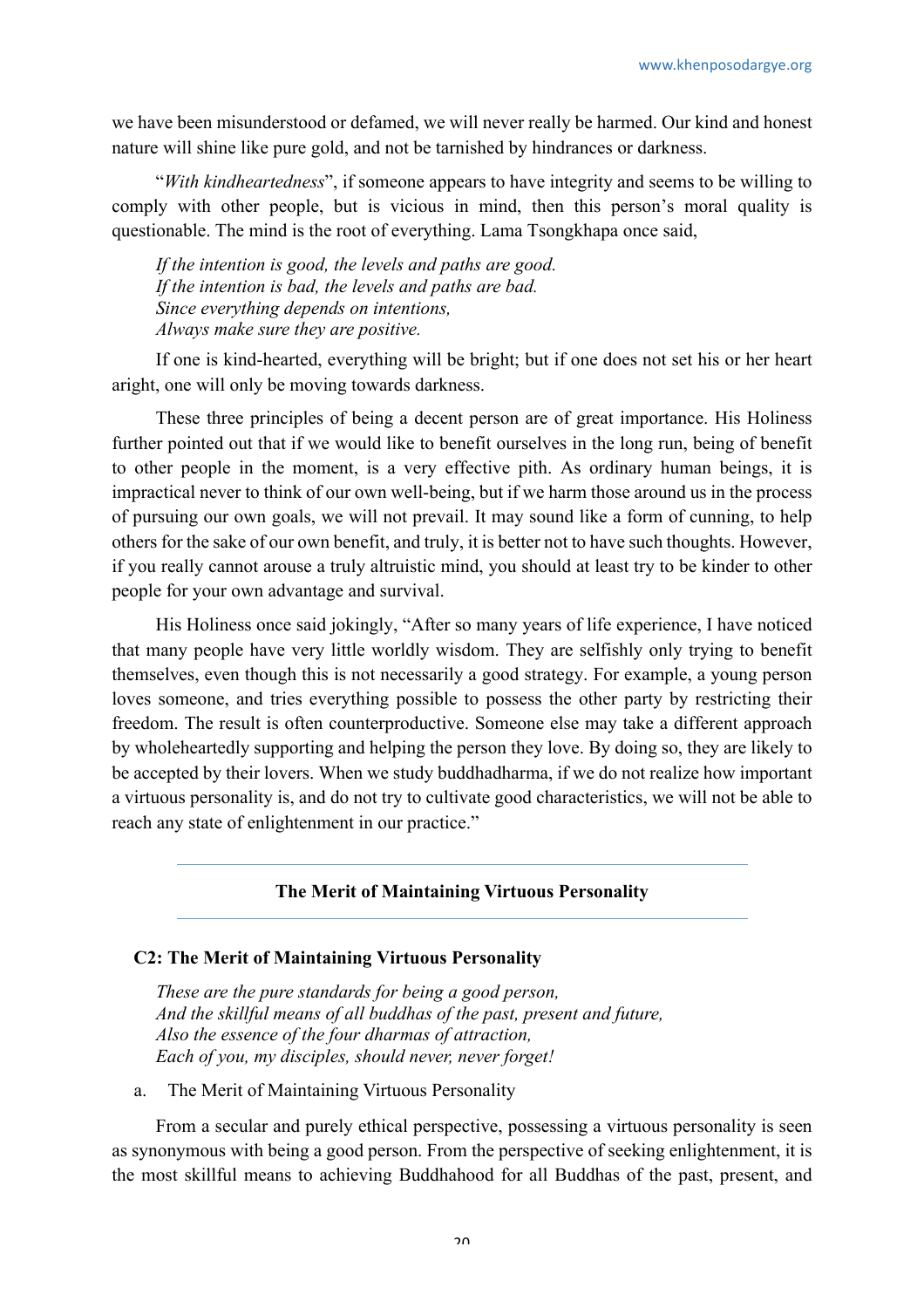we have been misunderstood or defamed, we will never really be harmed. Our kind and honest nature will shine like pure gold, and not be tarnished by hindrances or darkness.

"*With kindheartedness*", if someone appears to have integrity and seems to be willing to comply with other people, but is vicious in mind, then this person's moral quality is questionable. The mind is the root of everything. Lama Tsongkhapa once said,

> *If the intention is good, the levels and paths are good.*
> *If the intention is bad, the levels and paths are bad.*
> *Since everything depends on intentions,*
> *Always make sure they are positive.*

If one is kind-hearted, everything will be bright; but if one does not set his or her heart aright, one will only be moving towards darkness.

These three principles of being a decent person are of great importance. His Holiness further pointed out that if we would like to benefit ourselves in the long run, being of benefit to other people in the moment, is a very effective pith. As ordinary human beings, it is impractical never to think of our own well-being, but if we harm those around us in the process of pursuing our own goals, we will not prevail. It may sound like a form of cunning, to help others for the sake of our own benefit, and truly, it is better not to have such thoughts. However, if you really cannot arouse a truly altruistic mind, you should at least try to be kinder to other people for your own advantage and survival.

His Holiness once said jokingly, "After so many years of life experience, I have noticed that many people have very little worldly wisdom. They are selfishly only trying to benefit themselves, even though this is not necessarily a good strategy. For example, a young person loves someone, and tries everything possible to possess the other party by restricting their freedom. The result is often counterproductive. Someone else may take a different approach by wholeheartedly supporting and helping the person they love. By doing so, they are likely to be accepted by their lovers. When we study buddhadharma, if we do not realize how important a virtuous personality is, and do not try to cultivate good characteristics, we will not be able to reach any state of enlightenment in our practice."

---

## The Merit of Maintaining Virtuous Personality

---

### C2: The Merit of Maintaining Virtuous Personality

> *These are the pure standards for being a good person,*
> *And the skillful means of all buddhas of the past, present and future,*
> *Also the essence of the four dharmas of attraction,*
> *Each of you, my disciples, should never, never forget!*

a. The Merit of Maintaining Virtuous Personality

From a secular and purely ethical perspective, possessing a virtuous personality is seen as synonymous with being a good person. From the perspective of seeking enlightenment, it is the most skillful means to achieving Buddhahood for all Buddhas of the past, present, and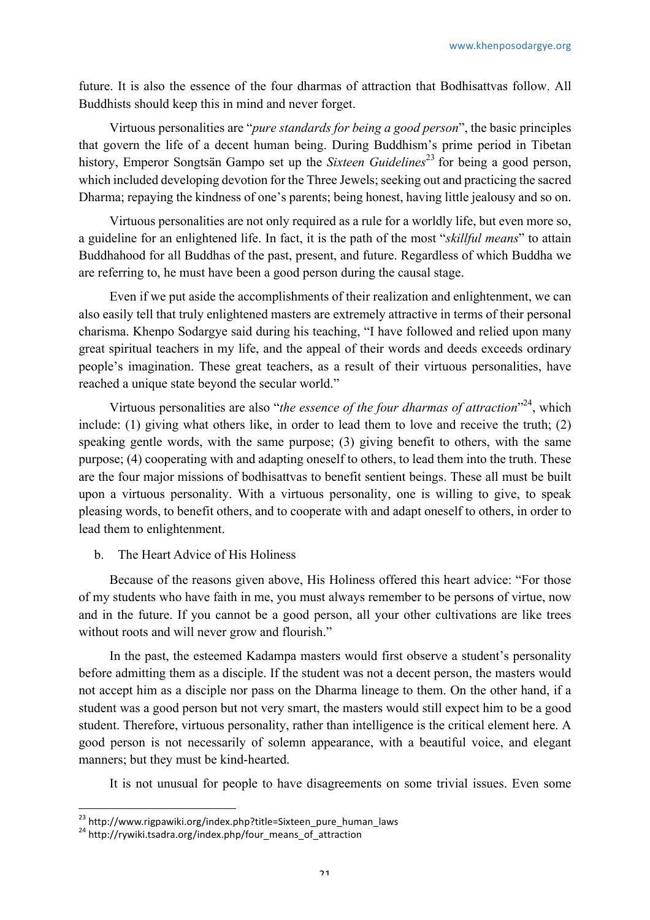future. It is also the essence of the four dharmas of attraction that Bodhisattvas follow. All Buddhists should keep this in mind and never forget.

Virtuous personalities are "*pure standards for being a good person*", the basic principles that govern the life of a decent human being. During Buddhism's prime period in Tibetan history, Emperor Songtsän Gampo set up the *Sixteen Guidelines*[23] for being a good person, which included developing devotion for the Three Jewels; seeking out and practicing the sacred Dharma; repaying the kindness of one's parents; being honest, having little jealousy and so on.

Virtuous personalities are not only required as a rule for a worldly life, but even more so, a guideline for an enlightened life. In fact, it is the path of the most "*skillful means*" to attain Buddhahood for all Buddhas of the past, present, and future. Regardless of which Buddha we are referring to, he must have been a good person during the causal stage.

Even if we put aside the accomplishments of their realization and enlightenment, we can also easily tell that truly enlightened masters are extremely attractive in terms of their personal charisma. Khenpo Sodargye said during his teaching, "I have followed and relied upon many great spiritual teachers in my life, and the appeal of their words and deeds exceeds ordinary people's imagination. These great teachers, as a result of their virtuous personalities, have reached a unique state beyond the secular world."

Virtuous personalities are also "*the essence of the four dharmas of attraction*"[24], which include: (1) giving what others like, in order to lead them to love and receive the truth; (2) speaking gentle words, with the same purpose; (3) giving benefit to others, with the same purpose; (4) cooperating with and adapting oneself to others, to lead them into the truth. These are the four major missions of bodhisattvas to benefit sentient beings. These all must be built upon a virtuous personality. With a virtuous personality, one is willing to give, to speak pleasing words, to benefit others, and to cooperate with and adapt oneself to others, in order to lead them to enlightenment.

b. The Heart Advice of His Holiness

Because of the reasons given above, His Holiness offered this heart advice: "For those of my students who have faith in me, you must always remember to be persons of virtue, now and in the future. If you cannot be a good person, all your other cultivations are like trees without roots and will never grow and flourish."

In the past, the esteemed Kadampa masters would first observe a student's personality before admitting them as a disciple. If the student was not a decent person, the masters would not accept him as a disciple nor pass on the Dharma lineage to them. On the other hand, if a student was a good person but not very smart, the masters would still expect him to be a good student. Therefore, virtuous personality, rather than intelligence is the critical element here. A good person is not necessarily of solemn appearance, with a beautiful voice, and elegant manners; but they must be kind-hearted.

It is not unusual for people to have disagreements on some trivial issues. Even some

---

[23] http://www.rigpawiki.org/index.php?title=Sixteen_pure_human_laws

[24] http://rywiki.tsadra.org/index.php/four_means_of_attraction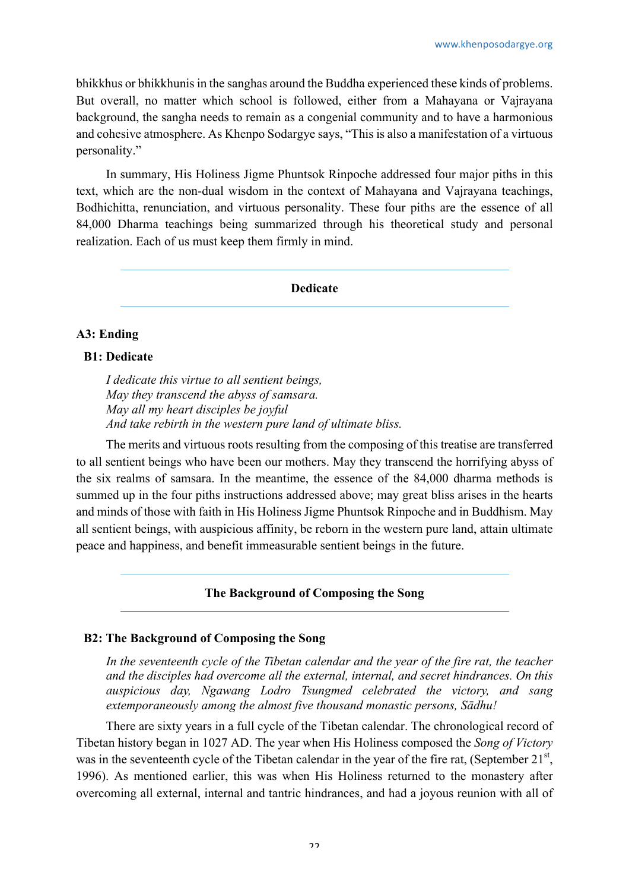bhikkhus or bhikkhunis in the sanghas around the Buddha experienced these kinds of problems. But overall, no matter which school is followed, either from a Mahayana or Vajrayana background, the sangha needs to remain as a congenial community and to have a harmonious and cohesive atmosphere. As Khenpo Sodargye says, "This is also a manifestation of a virtuous personality."

In summary, His Holiness Jigme Phuntsok Rinpoche addressed four major piths in this text, which are the non-dual wisdom in the context of Mahayana and Vajrayana teachings, Bodhichitta, renunciation, and virtuous personality. These four piths are the essence of all 84,000 Dharma teachings being summarized through his theoretical study and personal realization. Each of us must keep them firmly in mind.

---

**Dedicate**

---

### A3: Ending

#### B1: Dedicate

*I dedicate this virtue to all sentient beings,*
*May they transcend the abyss of samsara.*
*May all my heart disciples be joyful*
*And take rebirth in the western pure land of ultimate bliss.*

The merits and virtuous roots resulting from the composing of this treatise are transferred to all sentient beings who have been our mothers. May they transcend the horrifying abyss of the six realms of samsara. In the meantime, the essence of the 84,000 dharma methods is summed up in the four piths instructions addressed above; may great bliss arises in the hearts and minds of those with faith in His Holiness Jigme Phuntsok Rinpoche and in Buddhism. May all sentient beings, with auspicious affinity, be reborn in the western pure land, attain ultimate peace and happiness, and benefit immeasurable sentient beings in the future.

---

**The Background of Composing the Song**

---

#### B2: The Background of Composing the Song

*In the seventeenth cycle of the Tibetan calendar and the year of the fire rat, the teacher and the disciples had overcome all the external, internal, and secret hindrances. On this auspicious day, Ngawang Lodro Tsungmed celebrated the victory, and sang extemporaneously among the almost five thousand monastic persons, Sādhu!*

There are sixty years in a full cycle of the Tibetan calendar. The chronological record of Tibetan history began in 1027 AD. The year when His Holiness composed the *Song of Victory* was in the seventeenth cycle of the Tibetan calendar in the year of the fire rat, (September 21st, 1996). As mentioned earlier, this was when His Holiness returned to the monastery after overcoming all external, internal and tantric hindrances, and had a joyous reunion with all of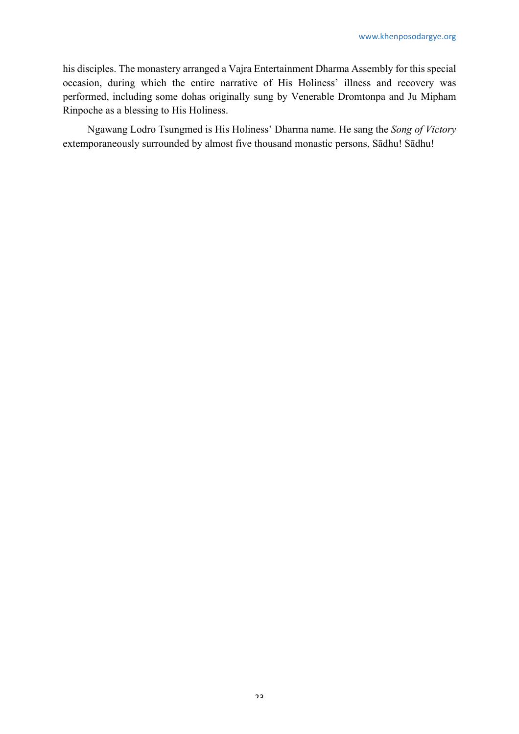his disciples. The monastery arranged a Vajra Entertainment Dharma Assembly for this special occasion, during which the entire narrative of His Holiness' illness and recovery was performed, including some dohas originally sung by Venerable Dromtonpa and Ju Mipham Rinpoche as a blessing to His Holiness.

Ngawang Lodro Tsungmed is His Holiness' Dharma name. He sang the *Song of Victory* extemporaneously surrounded by almost five thousand monastic persons, Sādhu! Sādhu!